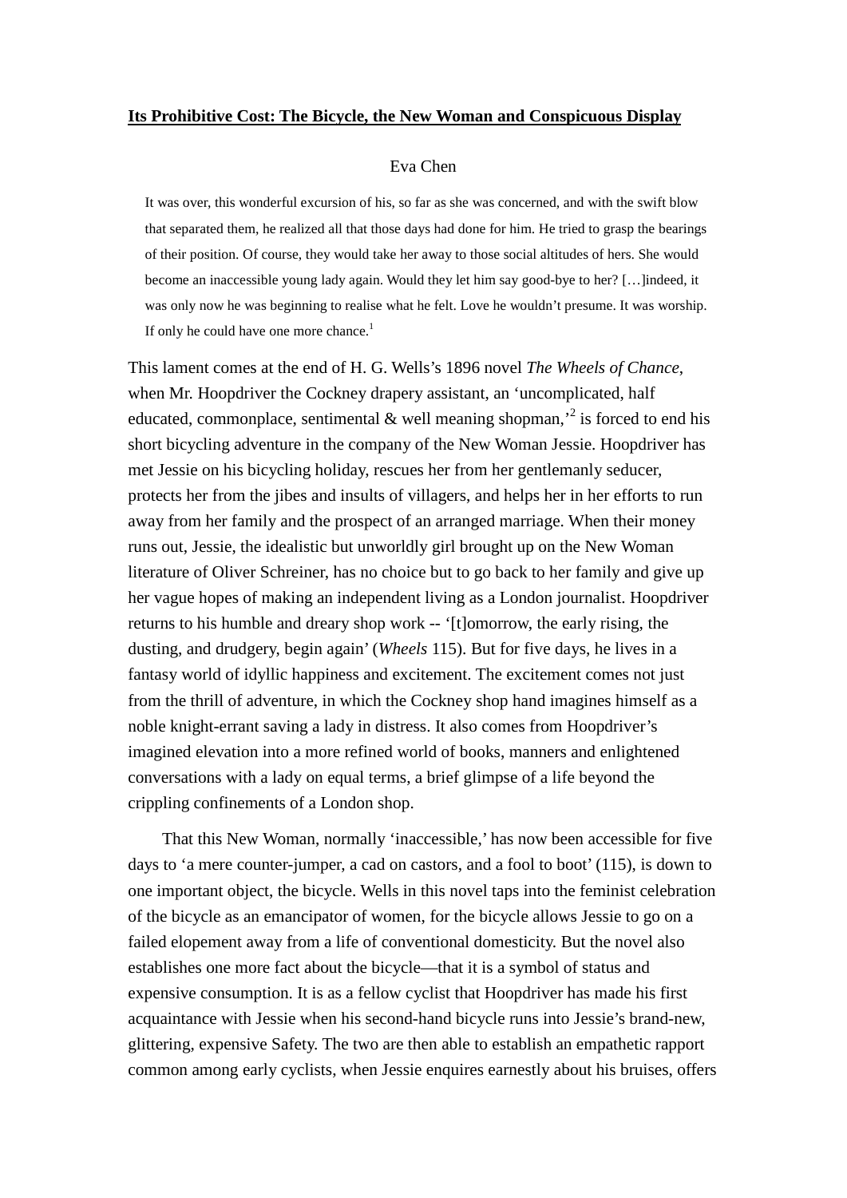# Its Prohibitive Cost: The Bicycle, the New Woman and Conspicuous Display

Eva Chen

> It was over, this wonderful excursion of his, so far as she was concerned, and with the swift blow that separated them, he realized all that those days had done for him. He tried to grasp the bearings of their position. Of course, they would take her away to those social altitudes of hers. She would become an inaccessible young lady again. Would they let him say good-bye to her? […]indeed, it was only now he was beginning to realise what he felt. Love he wouldn't presume. It was worship. If only he could have one more chance.[1]

This lament comes at the end of H. G. Wells's 1896 novel *The Wheels of Chance*, when Mr. Hoopdriver the Cockney drapery assistant, an 'uncomplicated, half educated, commonplace, sentimental & well meaning shopman,'[2] is forced to end his short bicycling adventure in the company of the New Woman Jessie. Hoopdriver has met Jessie on his bicycling holiday, rescues her from her gentlemanly seducer, protects her from the jibes and insults of villagers, and helps her in her efforts to run away from her family and the prospect of an arranged marriage. When their money runs out, Jessie, the idealistic but unworldly girl brought up on the New Woman literature of Oliver Schreiner, has no choice but to go back to her family and give up her vague hopes of making an independent living as a London journalist. Hoopdriver returns to his humble and dreary shop work -- '[t]omorrow, the early rising, the dusting, and drudgery, begin again' (*Wheels* 115). But for five days, he lives in a fantasy world of idyllic happiness and excitement. The excitement comes not just from the thrill of adventure, in which the Cockney shop hand imagines himself as a noble knight-errant saving a lady in distress. It also comes from Hoopdriver's imagined elevation into a more refined world of books, manners and enlightened conversations with a lady on equal terms, a brief glimpse of a life beyond the crippling confinements of a London shop.

That this New Woman, normally 'inaccessible,' has now been accessible for five days to 'a mere counter-jumper, a cad on castors, and a fool to boot' (115), is down to one important object, the bicycle. Wells in this novel taps into the feminist celebration of the bicycle as an emancipator of women, for the bicycle allows Jessie to go on a failed elopement away from a life of conventional domesticity. But the novel also establishes one more fact about the bicycle—that it is a symbol of status and expensive consumption. It is as a fellow cyclist that Hoopdriver has made his first acquaintance with Jessie when his second-hand bicycle runs into Jessie's brand-new, glittering, expensive Safety. The two are then able to establish an empathetic rapport common among early cyclists, when Jessie enquires earnestly about his bruises, offers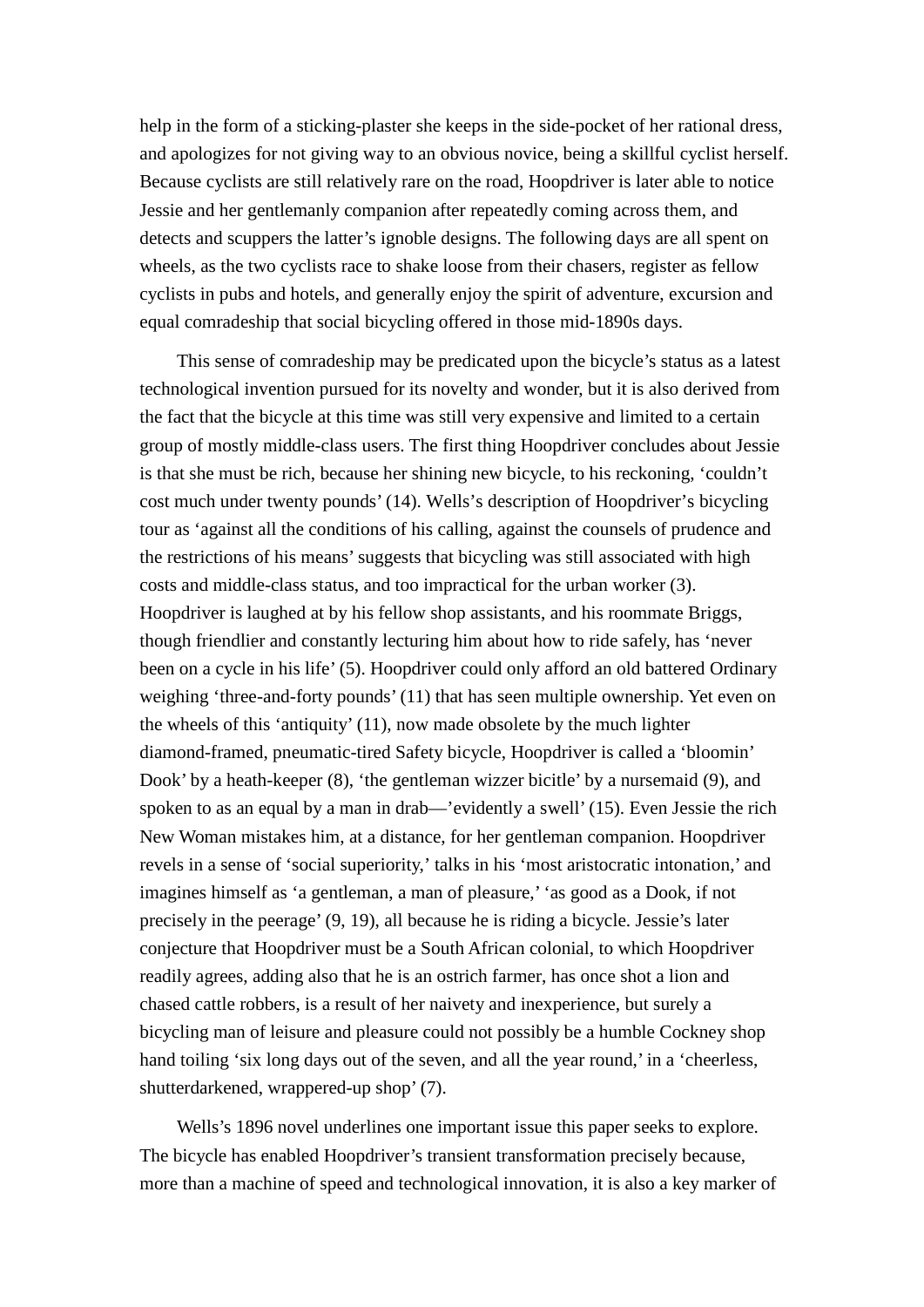help in the form of a sticking-plaster she keeps in the side-pocket of her rational dress, and apologizes for not giving way to an obvious novice, being a skillful cyclist herself. Because cyclists are still relatively rare on the road, Hoopdriver is later able to notice Jessie and her gentlemanly companion after repeatedly coming across them, and detects and scuppers the latter's ignoble designs. The following days are all spent on wheels, as the two cyclists race to shake loose from their chasers, register as fellow cyclists in pubs and hotels, and generally enjoy the spirit of adventure, excursion and equal comradeship that social bicycling offered in those mid-1890s days.

This sense of comradeship may be predicated upon the bicycle's status as a latest technological invention pursued for its novelty and wonder, but it is also derived from the fact that the bicycle at this time was still very expensive and limited to a certain group of mostly middle-class users. The first thing Hoopdriver concludes about Jessie is that she must be rich, because her shining new bicycle, to his reckoning, 'couldn't cost much under twenty pounds' (14). Wells's description of Hoopdriver's bicycling tour as 'against all the conditions of his calling, against the counsels of prudence and the restrictions of his means' suggests that bicycling was still associated with high costs and middle-class status, and too impractical for the urban worker (3). Hoopdriver is laughed at by his fellow shop assistants, and his roommate Briggs, though friendlier and constantly lecturing him about how to ride safely, has 'never been on a cycle in his life' (5). Hoopdriver could only afford an old battered Ordinary weighing 'three-and-forty pounds' (11) that has seen multiple ownership. Yet even on the wheels of this 'antiquity' (11), now made obsolete by the much lighter diamond-framed, pneumatic-tired Safety bicycle, Hoopdriver is called a 'bloomin' Dook' by a heath-keeper (8), 'the gentleman wizzer bicitle' by a nursemaid (9), and spoken to as an equal by a man in drab—'evidently a swell' (15). Even Jessie the rich New Woman mistakes him, at a distance, for her gentleman companion. Hoopdriver revels in a sense of 'social superiority,' talks in his 'most aristocratic intonation,' and imagines himself as 'a gentleman, a man of pleasure,' 'as good as a Dook, if not precisely in the peerage' (9, 19), all because he is riding a bicycle. Jessie's later conjecture that Hoopdriver must be a South African colonial, to which Hoopdriver readily agrees, adding also that he is an ostrich farmer, has once shot a lion and chased cattle robbers, is a result of her naivety and inexperience, but surely a bicycling man of leisure and pleasure could not possibly be a humble Cockney shop hand toiling 'six long days out of the seven, and all the year round,' in a 'cheerless, shutterdarkened, wrappered-up shop' (7).

Wells's 1896 novel underlines one important issue this paper seeks to explore. The bicycle has enabled Hoopdriver's transient transformation precisely because, more than a machine of speed and technological innovation, it is also a key marker of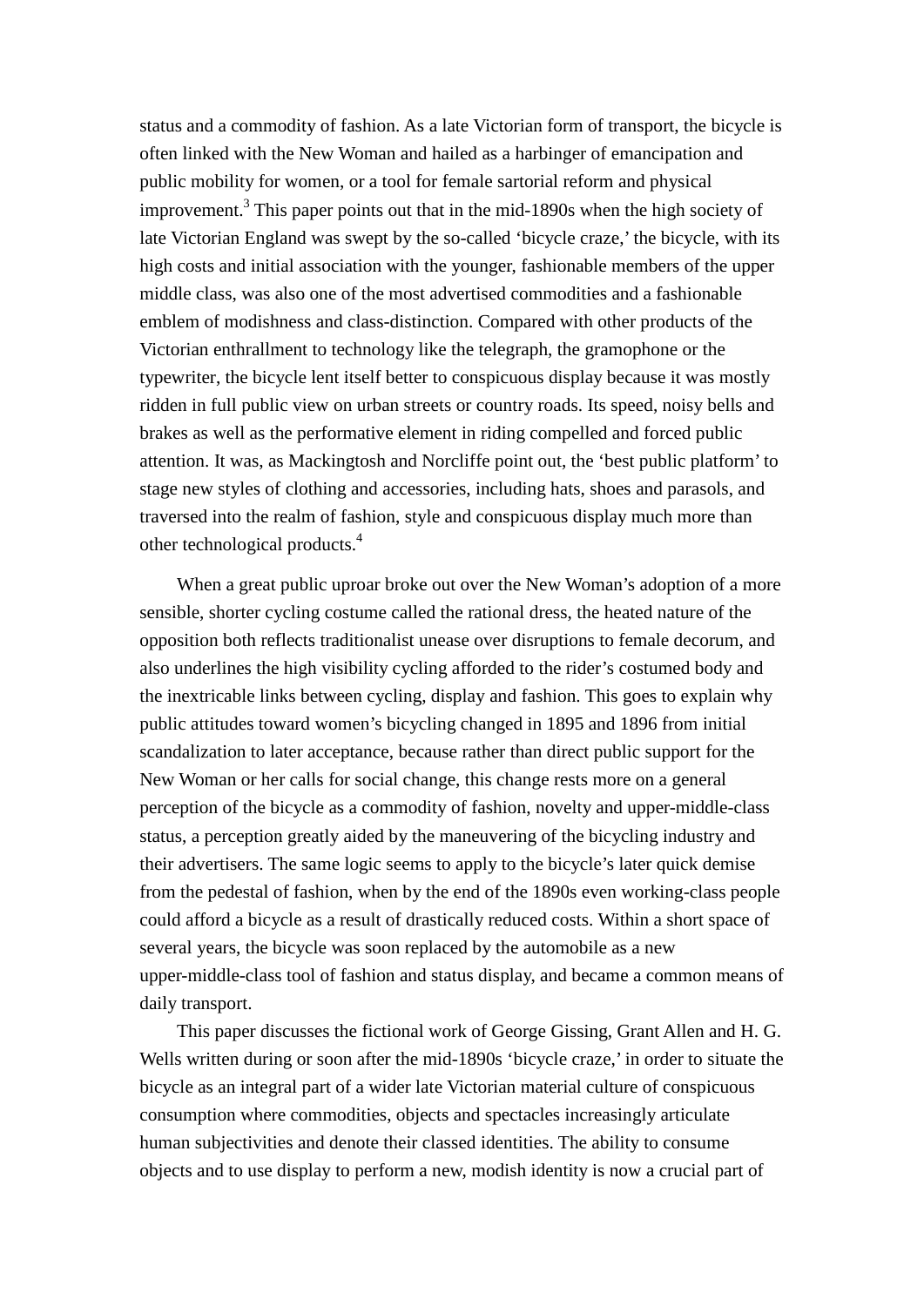status and a commodity of fashion. As a late Victorian form of transport, the bicycle is often linked with the New Woman and hailed as a harbinger of emancipation and public mobility for women, or a tool for female sartorial reform and physical improvement.[3] This paper points out that in the mid-1890s when the high society of late Victorian England was swept by the so-called 'bicycle craze,' the bicycle, with its high costs and initial association with the younger, fashionable members of the upper middle class, was also one of the most advertised commodities and a fashionable emblem of modishness and class-distinction. Compared with other products of the Victorian enthrallment to technology like the telegraph, the gramophone or the typewriter, the bicycle lent itself better to conspicuous display because it was mostly ridden in full public view on urban streets or country roads. Its speed, noisy bells and brakes as well as the performative element in riding compelled and forced public attention. It was, as Mackingtosh and Norcliffe point out, the 'best public platform' to stage new styles of clothing and accessories, including hats, shoes and parasols, and traversed into the realm of fashion, style and conspicuous display much more than other technological products.[4]

When a great public uproar broke out over the New Woman's adoption of a more sensible, shorter cycling costume called the rational dress, the heated nature of the opposition both reflects traditionalist unease over disruptions to female decorum, and also underlines the high visibility cycling afforded to the rider's costumed body and the inextricable links between cycling, display and fashion. This goes to explain why public attitudes toward women's bicycling changed in 1895 and 1896 from initial scandalization to later acceptance, because rather than direct public support for the New Woman or her calls for social change, this change rests more on a general perception of the bicycle as a commodity of fashion, novelty and upper-middle-class status, a perception greatly aided by the maneuvering of the bicycling industry and their advertisers. The same logic seems to apply to the bicycle's later quick demise from the pedestal of fashion, when by the end of the 1890s even working-class people could afford a bicycle as a result of drastically reduced costs. Within a short space of several years, the bicycle was soon replaced by the automobile as a new upper-middle-class tool of fashion and status display, and became a common means of daily transport.

This paper discusses the fictional work of George Gissing, Grant Allen and H. G. Wells written during or soon after the mid-1890s 'bicycle craze,' in order to situate the bicycle as an integral part of a wider late Victorian material culture of conspicuous consumption where commodities, objects and spectacles increasingly articulate human subjectivities and denote their classed identities. The ability to consume objects and to use display to perform a new, modish identity is now a crucial part of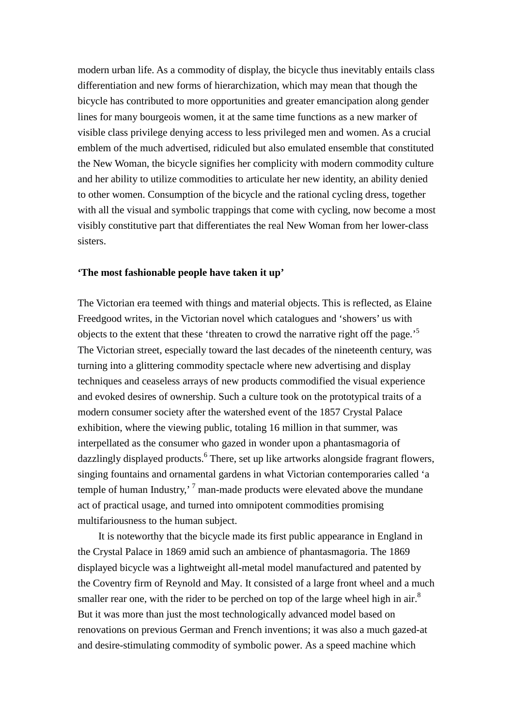modern urban life. As a commodity of display, the bicycle thus inevitably entails class differentiation and new forms of hierarchization, which may mean that though the bicycle has contributed to more opportunities and greater emancipation along gender lines for many bourgeois women, it at the same time functions as a new marker of visible class privilege denying access to less privileged men and women. As a crucial emblem of the much advertised, ridiculed but also emulated ensemble that constituted the New Woman, the bicycle signifies her complicity with modern commodity culture and her ability to utilize commodities to articulate her new identity, an ability denied to other women. Consumption of the bicycle and the rational cycling dress, together with all the visual and symbolic trappings that come with cycling, now become a most visibly constitutive part that differentiates the real New Woman from her lower-class sisters.

**'The most fashionable people have taken it up'**

The Victorian era teemed with things and material objects. This is reflected, as Elaine Freedgood writes, in the Victorian novel which catalogues and 'showers' us with objects to the extent that these 'threaten to crowd the narrative right off the page.'[5] The Victorian street, especially toward the last decades of the nineteenth century, was turning into a glittering commodity spectacle where new advertising and display techniques and ceaseless arrays of new products commodified the visual experience and evoked desires of ownership. Such a culture took on the prototypical traits of a modern consumer society after the watershed event of the 1857 Crystal Palace exhibition, where the viewing public, totaling 16 million in that summer, was interpellated as the consumer who gazed in wonder upon a phantasmagoria of dazzlingly displayed products.[6] There, set up like artworks alongside fragrant flowers, singing fountains and ornamental gardens in what Victorian contemporaries called 'a temple of human Industry,' [7] man-made products were elevated above the mundane act of practical usage, and turned into omnipotent commodities promising multifariousness to the human subject.

It is noteworthy that the bicycle made its first public appearance in England in the Crystal Palace in 1869 amid such an ambience of phantasmagoria. The 1869 displayed bicycle was a lightweight all-metal model manufactured and patented by the Coventry firm of Reynold and May. It consisted of a large front wheel and a much smaller rear one, with the rider to be perched on top of the large wheel high in air.[8] But it was more than just the most technologically advanced model based on renovations on previous German and French inventions; it was also a much gazed-at and desire-stimulating commodity of symbolic power. As a speed machine which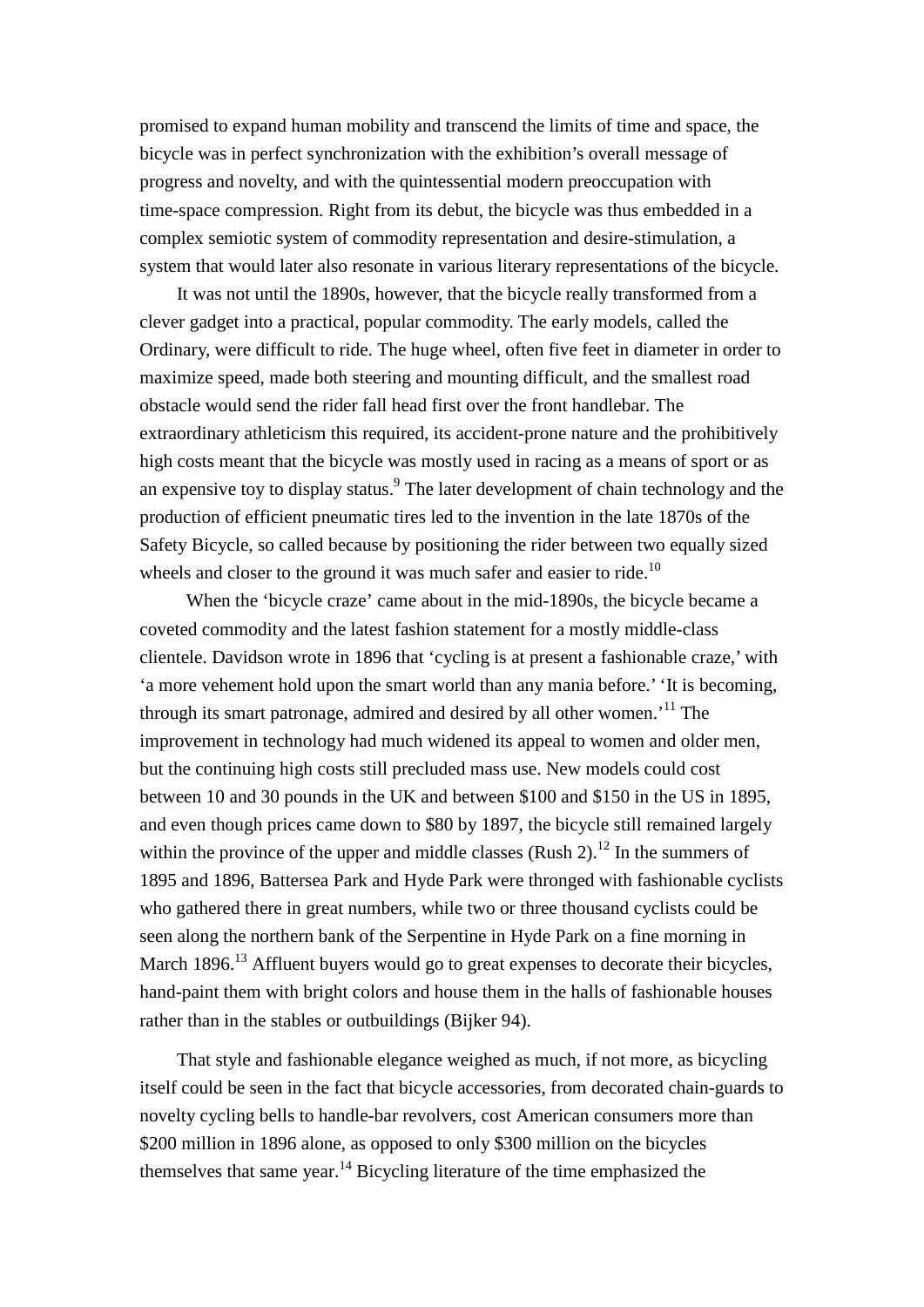promised to expand human mobility and transcend the limits of time and space, the bicycle was in perfect synchronization with the exhibition's overall message of progress and novelty, and with the quintessential modern preoccupation with time-space compression. Right from its debut, the bicycle was thus embedded in a complex semiotic system of commodity representation and desire-stimulation, a system that would later also resonate in various literary representations of the bicycle.

It was not until the 1890s, however, that the bicycle really transformed from a clever gadget into a practical, popular commodity. The early models, called the Ordinary, were difficult to ride. The huge wheel, often five feet in diameter in order to maximize speed, made both steering and mounting difficult, and the smallest road obstacle would send the rider fall head first over the front handlebar. The extraordinary athleticism this required, its accident-prone nature and the prohibitively high costs meant that the bicycle was mostly used in racing as a means of sport or as an expensive toy to display status.[9] The later development of chain technology and the production of efficient pneumatic tires led to the invention in the late 1870s of the Safety Bicycle, so called because by positioning the rider between two equally sized wheels and closer to the ground it was much safer and easier to ride.[10]

When the 'bicycle craze' came about in the mid-1890s, the bicycle became a coveted commodity and the latest fashion statement for a mostly middle-class clientele. Davidson wrote in 1896 that 'cycling is at present a fashionable craze,' with 'a more vehement hold upon the smart world than any mania before.' 'It is becoming, through its smart patronage, admired and desired by all other women.'[11] The improvement in technology had much widened its appeal to women and older men, but the continuing high costs still precluded mass use. New models could cost between 10 and 30 pounds in the UK and between $100 and $150 in the US in 1895, and even though prices came down to $80 by 1897, the bicycle still remained largely within the province of the upper and middle classes (Rush 2).[12] In the summers of 1895 and 1896, Battersea Park and Hyde Park were thronged with fashionable cyclists who gathered there in great numbers, while two or three thousand cyclists could be seen along the northern bank of the Serpentine in Hyde Park on a fine morning in March 1896.[13] Affluent buyers would go to great expenses to decorate their bicycles, hand-paint them with bright colors and house them in the halls of fashionable houses rather than in the stables or outbuildings (Bijker 94).

That style and fashionable elegance weighed as much, if not more, as bicycling itself could be seen in the fact that bicycle accessories, from decorated chain-guards to novelty cycling bells to handle-bar revolvers, cost American consumers more than $200 million in 1896 alone, as opposed to only $300 million on the bicycles themselves that same year.[14] Bicycling literature of the time emphasized the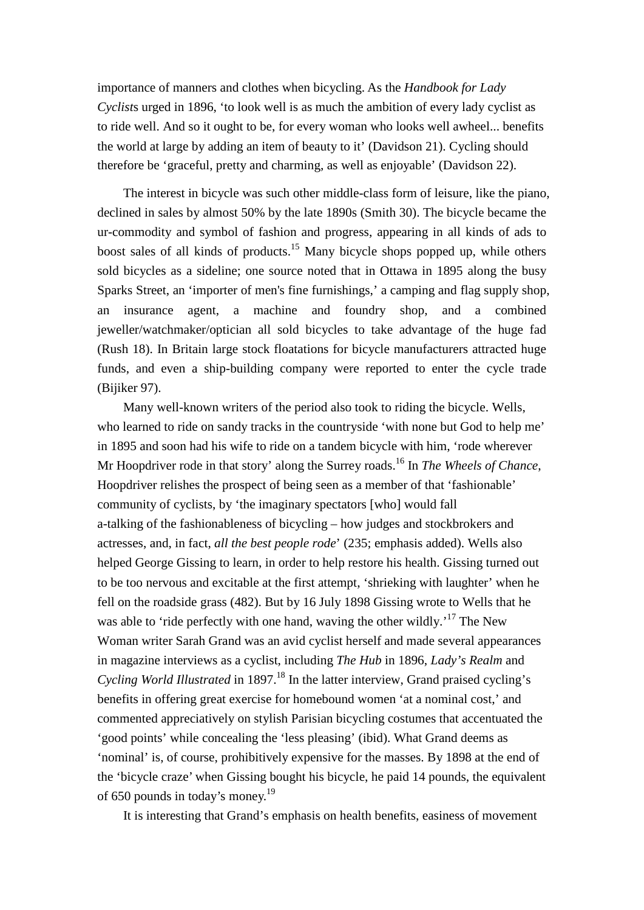importance of manners and clothes when bicycling. As the *Handbook for Lady Cyclists* urged in 1896, 'to look well is as much the ambition of every lady cyclist as to ride well. And so it ought to be, for every woman who looks well awheel... benefits the world at large by adding an item of beauty to it' (Davidson 21). Cycling should therefore be 'graceful, pretty and charming, as well as enjoyable' (Davidson 22).

The interest in bicycle was such other middle-class form of leisure, like the piano, declined in sales by almost 50% by the late 1890s (Smith 30). The bicycle became the ur-commodity and symbol of fashion and progress, appearing in all kinds of ads to boost sales of all kinds of products.[15] Many bicycle shops popped up, while others sold bicycles as a sideline; one source noted that in Ottawa in 1895 along the busy Sparks Street, an 'importer of men's fine furnishings,' a camping and flag supply shop, an insurance agent, a machine and foundry shop, and a combined jeweller/watchmaker/optician all sold bicycles to take advantage of the huge fad (Rush 18). In Britain large stock floatations for bicycle manufacturers attracted huge funds, and even a ship-building company were reported to enter the cycle trade (Bijiker 97).

Many well-known writers of the period also took to riding the bicycle. Wells, who learned to ride on sandy tracks in the countryside 'with none but God to help me' in 1895 and soon had his wife to ride on a tandem bicycle with him, 'rode wherever Mr Hoopdriver rode in that story' along the Surrey roads.[16] In *The Wheels of Chance*, Hoopdriver relishes the prospect of being seen as a member of that 'fashionable' community of cyclists, by 'the imaginary spectators [who] would fall a-talking of the fashionableness of bicycling – how judges and stockbrokers and actresses, and, in fact, *all the best people rode*' (235; emphasis added). Wells also helped George Gissing to learn, in order to help restore his health. Gissing turned out to be too nervous and excitable at the first attempt, 'shrieking with laughter' when he fell on the roadside grass (482). But by 16 July 1898 Gissing wrote to Wells that he was able to 'ride perfectly with one hand, waving the other wildly.'[17] The New Woman writer Sarah Grand was an avid cyclist herself and made several appearances in magazine interviews as a cyclist, including *The Hub* in 1896, *Lady's Realm* and *Cycling World Illustrated* in 1897.[18] In the latter interview, Grand praised cycling's benefits in offering great exercise for homebound women 'at a nominal cost,' and commented appreciatively on stylish Parisian bicycling costumes that accentuated the 'good points' while concealing the 'less pleasing' (ibid). What Grand deems as 'nominal' is, of course, prohibitively expensive for the masses. By 1898 at the end of the 'bicycle craze' when Gissing bought his bicycle, he paid 14 pounds, the equivalent of 650 pounds in today's money.[19]

It is interesting that Grand's emphasis on health benefits, easiness of movement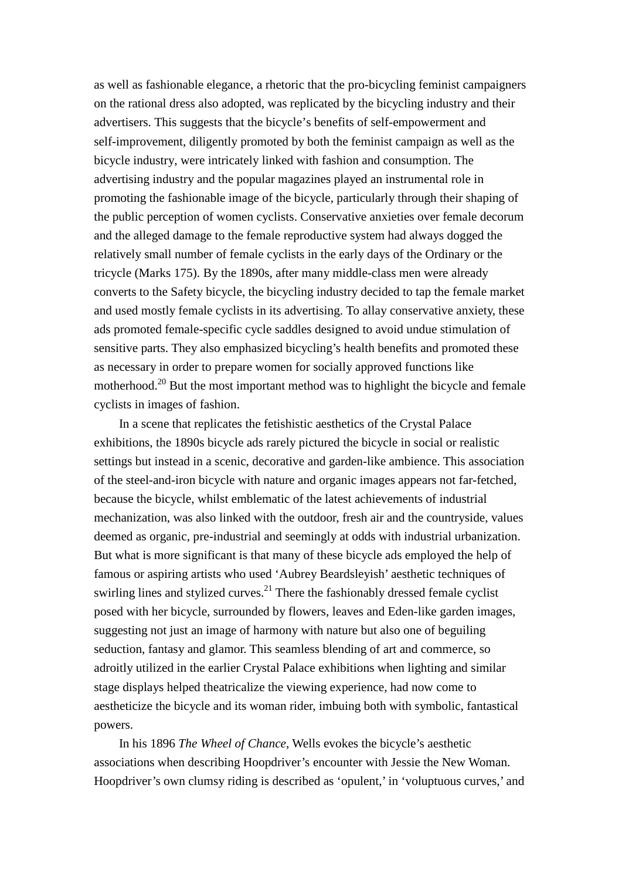as well as fashionable elegance, a rhetoric that the pro-bicycling feminist campaigners on the rational dress also adopted, was replicated by the bicycling industry and their advertisers. This suggests that the bicycle's benefits of self-empowerment and self-improvement, diligently promoted by both the feminist campaign as well as the bicycle industry, were intricately linked with fashion and consumption. The advertising industry and the popular magazines played an instrumental role in promoting the fashionable image of the bicycle, particularly through their shaping of the public perception of women cyclists. Conservative anxieties over female decorum and the alleged damage to the female reproductive system had always dogged the relatively small number of female cyclists in the early days of the Ordinary or the tricycle (Marks 175). By the 1890s, after many middle-class men were already converts to the Safety bicycle, the bicycling industry decided to tap the female market and used mostly female cyclists in its advertising. To allay conservative anxiety, these ads promoted female-specific cycle saddles designed to avoid undue stimulation of sensitive parts. They also emphasized bicycling's health benefits and promoted these as necessary in order to prepare women for socially approved functions like motherhood.[20] But the most important method was to highlight the bicycle and female cyclists in images of fashion.

In a scene that replicates the fetishistic aesthetics of the Crystal Palace exhibitions, the 1890s bicycle ads rarely pictured the bicycle in social or realistic settings but instead in a scenic, decorative and garden-like ambience. This association of the steel-and-iron bicycle with nature and organic images appears not far-fetched, because the bicycle, whilst emblematic of the latest achievements of industrial mechanization, was also linked with the outdoor, fresh air and the countryside, values deemed as organic, pre-industrial and seemingly at odds with industrial urbanization. But what is more significant is that many of these bicycle ads employed the help of famous or aspiring artists who used 'Aubrey Beardsleyish' aesthetic techniques of swirling lines and stylized curves.[21] There the fashionably dressed female cyclist posed with her bicycle, surrounded by flowers, leaves and Eden-like garden images, suggesting not just an image of harmony with nature but also one of beguiling seduction, fantasy and glamor. This seamless blending of art and commerce, so adroitly utilized in the earlier Crystal Palace exhibitions when lighting and similar stage displays helped theatricalize the viewing experience, had now come to aestheticize the bicycle and its woman rider, imbuing both with symbolic, fantastical powers.

In his 1896 *The Wheel of Chance*, Wells evokes the bicycle's aesthetic associations when describing Hoopdriver's encounter with Jessie the New Woman. Hoopdriver's own clumsy riding is described as 'opulent,' in 'voluptuous curves,' and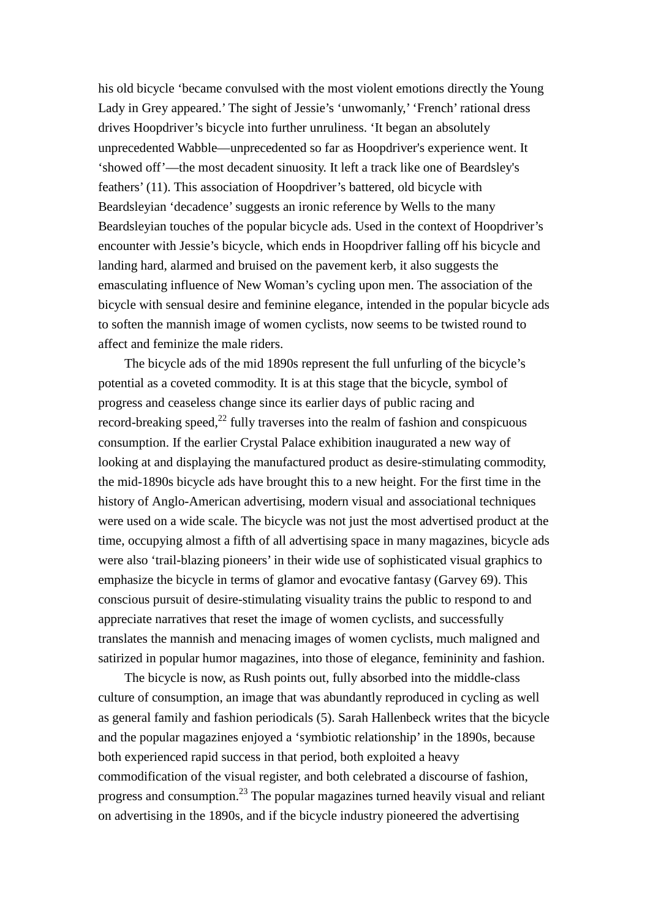his old bicycle 'became convulsed with the most violent emotions directly the Young Lady in Grey appeared.' The sight of Jessie's 'unwomanly,' 'French' rational dress drives Hoopdriver's bicycle into further unruliness. 'It began an absolutely unprecedented Wabble—unprecedented so far as Hoopdriver's experience went. It 'showed off'—the most decadent sinuosity. It left a track like one of Beardsley's feathers' (11). This association of Hoopdriver's battered, old bicycle with Beardsleyian 'decadence' suggests an ironic reference by Wells to the many Beardsleyian touches of the popular bicycle ads. Used in the context of Hoopdriver's encounter with Jessie's bicycle, which ends in Hoopdriver falling off his bicycle and landing hard, alarmed and bruised on the pavement kerb, it also suggests the emasculating influence of New Woman's cycling upon men. The association of the bicycle with sensual desire and feminine elegance, intended in the popular bicycle ads to soften the mannish image of women cyclists, now seems to be twisted round to affect and feminize the male riders.

The bicycle ads of the mid 1890s represent the full unfurling of the bicycle's potential as a coveted commodity. It is at this stage that the bicycle, symbol of progress and ceaseless change since its earlier days of public racing and record-breaking speed,[22] fully traverses into the realm of fashion and conspicuous consumption. If the earlier Crystal Palace exhibition inaugurated a new way of looking at and displaying the manufactured product as desire-stimulating commodity, the mid-1890s bicycle ads have brought this to a new height. For the first time in the history of Anglo-American advertising, modern visual and associational techniques were used on a wide scale. The bicycle was not just the most advertised product at the time, occupying almost a fifth of all advertising space in many magazines, bicycle ads were also 'trail-blazing pioneers' in their wide use of sophisticated visual graphics to emphasize the bicycle in terms of glamor and evocative fantasy (Garvey 69). This conscious pursuit of desire-stimulating visuality trains the public to respond to and appreciate narratives that reset the image of women cyclists, and successfully translates the mannish and menacing images of women cyclists, much maligned and satirized in popular humor magazines, into those of elegance, femininity and fashion.

The bicycle is now, as Rush points out, fully absorbed into the middle-class culture of consumption, an image that was abundantly reproduced in cycling as well as general family and fashion periodicals (5). Sarah Hallenbeck writes that the bicycle and the popular magazines enjoyed a 'symbiotic relationship' in the 1890s, because both experienced rapid success in that period, both exploited a heavy commodification of the visual register, and both celebrated a discourse of fashion, progress and consumption.[23] The popular magazines turned heavily visual and reliant on advertising in the 1890s, and if the bicycle industry pioneered the advertising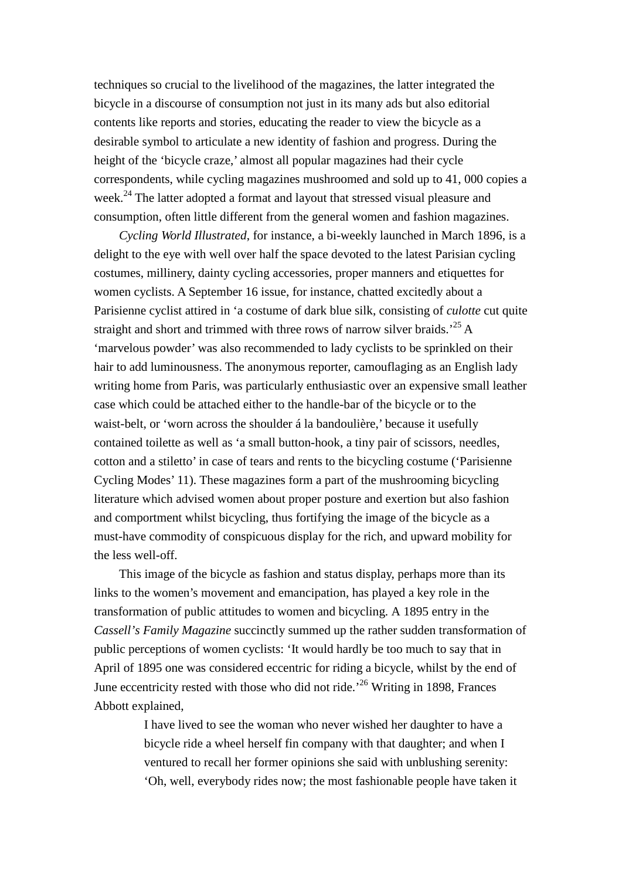techniques so crucial to the livelihood of the magazines, the latter integrated the bicycle in a discourse of consumption not just in its many ads but also editorial contents like reports and stories, educating the reader to view the bicycle as a desirable symbol to articulate a new identity of fashion and progress. During the height of the 'bicycle craze,' almost all popular magazines had their cycle correspondents, while cycling magazines mushroomed and sold up to 41, 000 copies a week.[24] The latter adopted a format and layout that stressed visual pleasure and consumption, often little different from the general women and fashion magazines.

*Cycling World Illustrated*, for instance, a bi-weekly launched in March 1896, is a delight to the eye with well over half the space devoted to the latest Parisian cycling costumes, millinery, dainty cycling accessories, proper manners and etiquettes for women cyclists. A September 16 issue, for instance, chatted excitedly about a Parisienne cyclist attired in 'a costume of dark blue silk, consisting of *culotte* cut quite straight and short and trimmed with three rows of narrow silver braids.'[25] A 'marvelous powder' was also recommended to lady cyclists to be sprinkled on their hair to add luminousness. The anonymous reporter, camouflaging as an English lady writing home from Paris, was particularly enthusiastic over an expensive small leather case which could be attached either to the handle-bar of the bicycle or to the waist-belt, or 'worn across the shoulder á la bandoulière,' because it usefully contained toilette as well as 'a small button-hook, a tiny pair of scissors, needles, cotton and a stiletto' in case of tears and rents to the bicycling costume ('Parisienne Cycling Modes' 11). These magazines form a part of the mushrooming bicycling literature which advised women about proper posture and exertion but also fashion and comportment whilst bicycling, thus fortifying the image of the bicycle as a must-have commodity of conspicuous display for the rich, and upward mobility for the less well-off.

This image of the bicycle as fashion and status display, perhaps more than its links to the women's movement and emancipation, has played a key role in the transformation of public attitudes to women and bicycling. A 1895 entry in the *Cassell's Family Magazine* succinctly summed up the rather sudden transformation of public perceptions of women cyclists: 'It would hardly be too much to say that in April of 1895 one was considered eccentric for riding a bicycle, whilst by the end of June eccentricity rested with those who did not ride.'[26] Writing in 1898, Frances Abbott explained,

> I have lived to see the woman who never wished her daughter to have a bicycle ride a wheel herself fin company with that daughter; and when I ventured to recall her former opinions she said with unblushing serenity: 'Oh, well, everybody rides now; the most fashionable people have taken it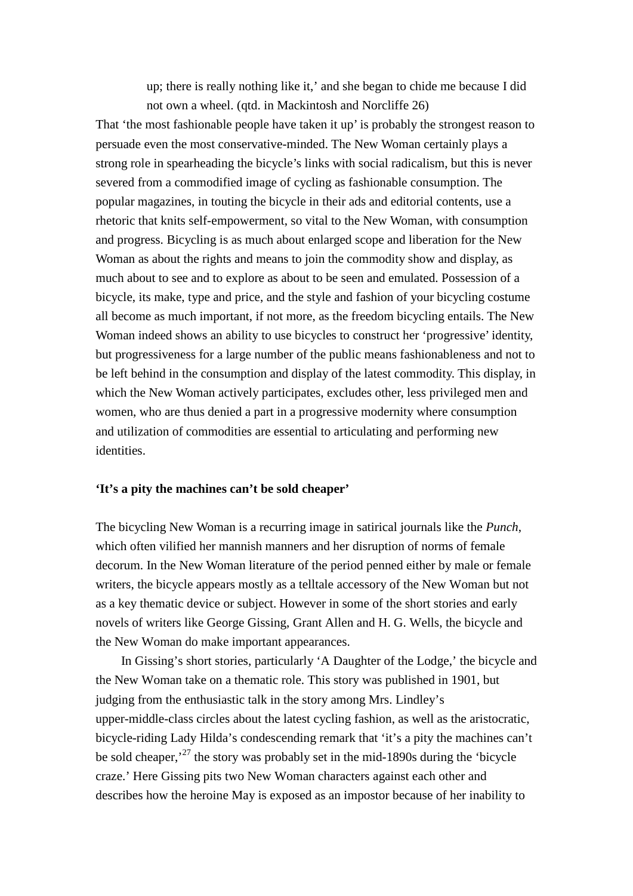> up; there is really nothing like it,' and she began to chide me because I did not own a wheel. (qtd. in Mackintosh and Norcliffe 26)

That 'the most fashionable people have taken it up' is probably the strongest reason to persuade even the most conservative-minded. The New Woman certainly plays a strong role in spearheading the bicycle's links with social radicalism, but this is never severed from a commodified image of cycling as fashionable consumption. The popular magazines, in touting the bicycle in their ads and editorial contents, use a rhetoric that knits self-empowerment, so vital to the New Woman, with consumption and progress. Bicycling is as much about enlarged scope and liberation for the New Woman as about the rights and means to join the commodity show and display, as much about to see and to explore as about to be seen and emulated. Possession of a bicycle, its make, type and price, and the style and fashion of your bicycling costume all become as much important, if not more, as the freedom bicycling entails. The New Woman indeed shows an ability to use bicycles to construct her 'progressive' identity, but progressiveness for a large number of the public means fashionableness and not to be left behind in the consumption and display of the latest commodity. This display, in which the New Woman actively participates, excludes other, less privileged men and women, who are thus denied a part in a progressive modernity where consumption and utilization of commodities are essential to articulating and performing new identities.

**'It's a pity the machines can't be sold cheaper'**

The bicycling New Woman is a recurring image in satirical journals like the *Punch*, which often vilified her mannish manners and her disruption of norms of female decorum. In the New Woman literature of the period penned either by male or female writers, the bicycle appears mostly as a telltale accessory of the New Woman but not as a key thematic device or subject. However in some of the short stories and early novels of writers like George Gissing, Grant Allen and H. G. Wells, the bicycle and the New Woman do make important appearances.

In Gissing's short stories, particularly 'A Daughter of the Lodge,' the bicycle and the New Woman take on a thematic role. This story was published in 1901, but judging from the enthusiastic talk in the story among Mrs. Lindley's upper-middle-class circles about the latest cycling fashion, as well as the aristocratic, bicycle-riding Lady Hilda's condescending remark that 'it's a pity the machines can't be sold cheaper,'[27] the story was probably set in the mid-1890s during the 'bicycle craze.' Here Gissing pits two New Woman characters against each other and describes how the heroine May is exposed as an impostor because of her inability to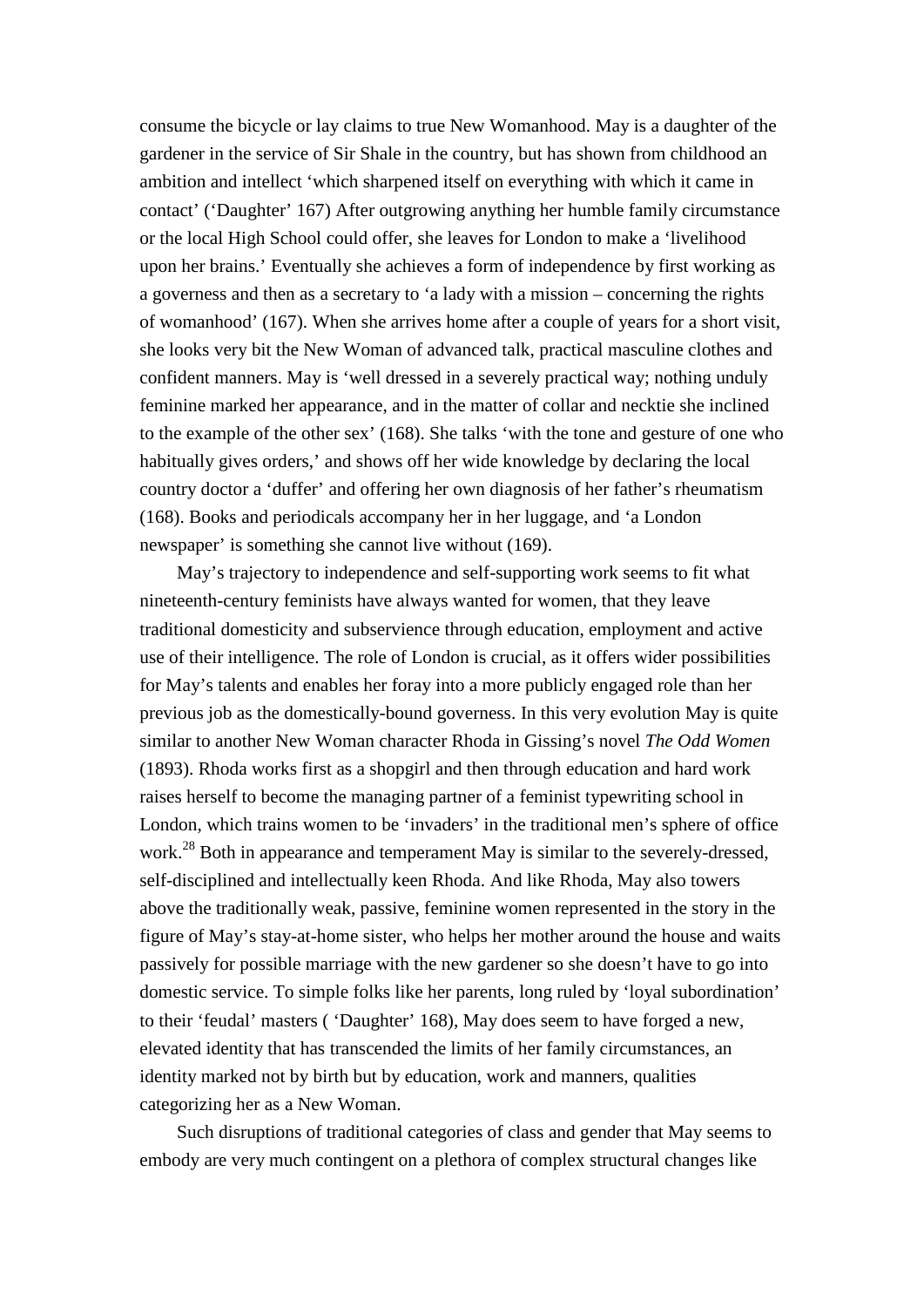consume the bicycle or lay claims to true New Womanhood. May is a daughter of the gardener in the service of Sir Shale in the country, but has shown from childhood an ambition and intellect 'which sharpened itself on everything with which it came in contact' ('Daughter' 167) After outgrowing anything her humble family circumstance or the local High School could offer, she leaves for London to make a 'livelihood upon her brains.' Eventually she achieves a form of independence by first working as a governess and then as a secretary to 'a lady with a mission – concerning the rights of womanhood' (167). When she arrives home after a couple of years for a short visit, she looks very bit the New Woman of advanced talk, practical masculine clothes and confident manners. May is 'well dressed in a severely practical way; nothing unduly feminine marked her appearance, and in the matter of collar and necktie she inclined to the example of the other sex' (168). She talks 'with the tone and gesture of one who habitually gives orders,' and shows off her wide knowledge by declaring the local country doctor a 'duffer' and offering her own diagnosis of her father's rheumatism (168). Books and periodicals accompany her in her luggage, and 'a London newspaper' is something she cannot live without (169).

May's trajectory to independence and self-supporting work seems to fit what nineteenth-century feminists have always wanted for women, that they leave traditional domesticity and subservience through education, employment and active use of their intelligence. The role of London is crucial, as it offers wider possibilities for May's talents and enables her foray into a more publicly engaged role than her previous job as the domestically-bound governess. In this very evolution May is quite similar to another New Woman character Rhoda in Gissing's novel *The Odd Women* (1893). Rhoda works first as a shopgirl and then through education and hard work raises herself to become the managing partner of a feminist typewriting school in London, which trains women to be 'invaders' in the traditional men's sphere of office work.[28] Both in appearance and temperament May is similar to the severely-dressed, self-disciplined and intellectually keen Rhoda. And like Rhoda, May also towers above the traditionally weak, passive, feminine women represented in the story in the figure of May's stay-at-home sister, who helps her mother around the house and waits passively for possible marriage with the new gardener so she doesn't have to go into domestic service. To simple folks like her parents, long ruled by 'loyal subordination' to their 'feudal' masters ( 'Daughter' 168), May does seem to have forged a new, elevated identity that has transcended the limits of her family circumstances, an identity marked not by birth but by education, work and manners, qualities categorizing her as a New Woman.

Such disruptions of traditional categories of class and gender that May seems to embody are very much contingent on a plethora of complex structural changes like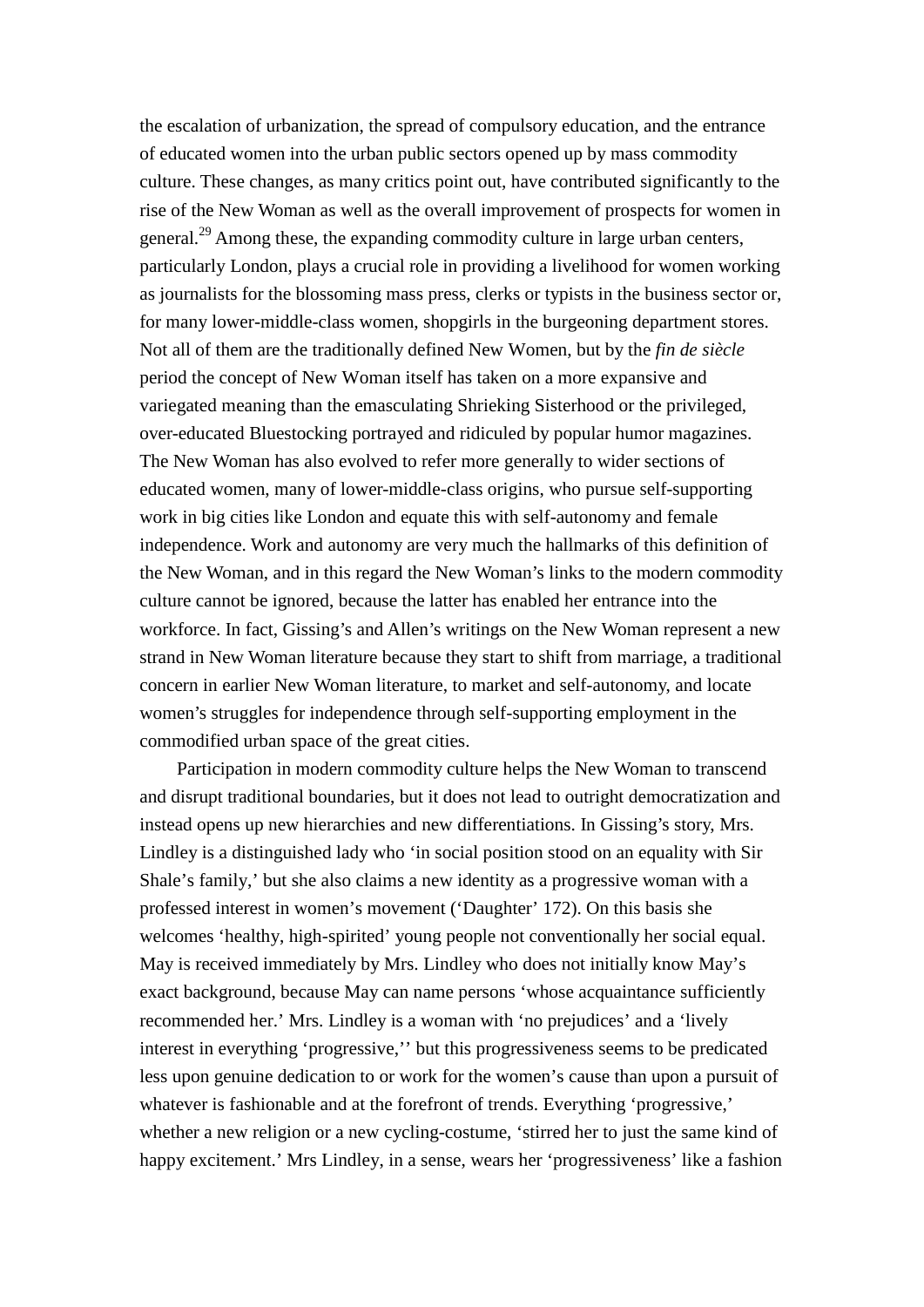the escalation of urbanization, the spread of compulsory education, and the entrance of educated women into the urban public sectors opened up by mass commodity culture. These changes, as many critics point out, have contributed significantly to the rise of the New Woman as well as the overall improvement of prospects for women in general.[29] Among these, the expanding commodity culture in large urban centers, particularly London, plays a crucial role in providing a livelihood for women working as journalists for the blossoming mass press, clerks or typists in the business sector or, for many lower-middle-class women, shopgirls in the burgeoning department stores. Not all of them are the traditionally defined New Women, but by the *fin de siècle* period the concept of New Woman itself has taken on a more expansive and variegated meaning than the emasculating Shrieking Sisterhood or the privileged, over-educated Bluestocking portrayed and ridiculed by popular humor magazines. The New Woman has also evolved to refer more generally to wider sections of educated women, many of lower-middle-class origins, who pursue self-supporting work in big cities like London and equate this with self-autonomy and female independence. Work and autonomy are very much the hallmarks of this definition of the New Woman, and in this regard the New Woman's links to the modern commodity culture cannot be ignored, because the latter has enabled her entrance into the workforce. In fact, Gissing's and Allen's writings on the New Woman represent a new strand in New Woman literature because they start to shift from marriage, a traditional concern in earlier New Woman literature, to market and self-autonomy, and locate women's struggles for independence through self-supporting employment in the commodified urban space of the great cities.

Participation in modern commodity culture helps the New Woman to transcend and disrupt traditional boundaries, but it does not lead to outright democratization and instead opens up new hierarchies and new differentiations. In Gissing's story, Mrs. Lindley is a distinguished lady who 'in social position stood on an equality with Sir Shale's family,' but she also claims a new identity as a progressive woman with a professed interest in women's movement ('Daughter' 172). On this basis she welcomes 'healthy, high-spirited' young people not conventionally her social equal. May is received immediately by Mrs. Lindley who does not initially know May's exact background, because May can name persons 'whose acquaintance sufficiently recommended her.' Mrs. Lindley is a woman with 'no prejudices' and a 'lively interest in everything 'progressive,'' but this progressiveness seems to be predicated less upon genuine dedication to or work for the women's cause than upon a pursuit of whatever is fashionable and at the forefront of trends. Everything 'progressive,' whether a new religion or a new cycling-costume, 'stirred her to just the same kind of happy excitement.' Mrs Lindley, in a sense, wears her 'progressiveness' like a fashion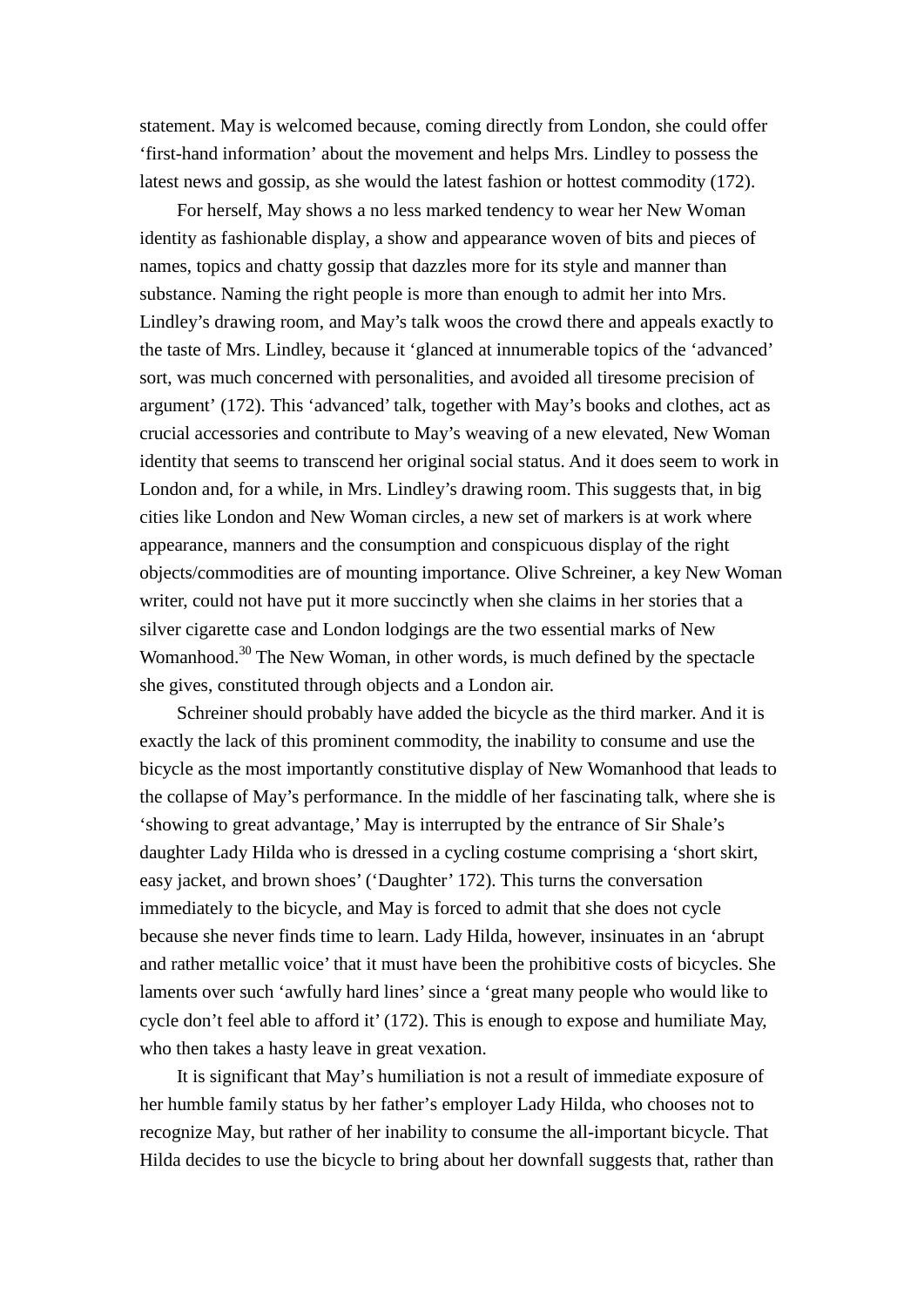statement. May is welcomed because, coming directly from London, she could offer 'first-hand information' about the movement and helps Mrs. Lindley to possess the latest news and gossip, as she would the latest fashion or hottest commodity (172).

For herself, May shows a no less marked tendency to wear her New Woman identity as fashionable display, a show and appearance woven of bits and pieces of names, topics and chatty gossip that dazzles more for its style and manner than substance. Naming the right people is more than enough to admit her into Mrs. Lindley's drawing room, and May's talk woos the crowd there and appeals exactly to the taste of Mrs. Lindley, because it 'glanced at innumerable topics of the 'advanced' sort, was much concerned with personalities, and avoided all tiresome precision of argument' (172). This 'advanced' talk, together with May's books and clothes, act as crucial accessories and contribute to May's weaving of a new elevated, New Woman identity that seems to transcend her original social status. And it does seem to work in London and, for a while, in Mrs. Lindley's drawing room. This suggests that, in big cities like London and New Woman circles, a new set of markers is at work where appearance, manners and the consumption and conspicuous display of the right objects/commodities are of mounting importance. Olive Schreiner, a key New Woman writer, could not have put it more succinctly when she claims in her stories that a silver cigarette case and London lodgings are the two essential marks of New Womanhood.[30] The New Woman, in other words, is much defined by the spectacle she gives, constituted through objects and a London air.

Schreiner should probably have added the bicycle as the third marker. And it is exactly the lack of this prominent commodity, the inability to consume and use the bicycle as the most importantly constitutive display of New Womanhood that leads to the collapse of May's performance. In the middle of her fascinating talk, where she is 'showing to great advantage,' May is interrupted by the entrance of Sir Shale's daughter Lady Hilda who is dressed in a cycling costume comprising a 'short skirt, easy jacket, and brown shoes' ('Daughter' 172). This turns the conversation immediately to the bicycle, and May is forced to admit that she does not cycle because she never finds time to learn. Lady Hilda, however, insinuates in an 'abrupt and rather metallic voice' that it must have been the prohibitive costs of bicycles. She laments over such 'awfully hard lines' since a 'great many people who would like to cycle don't feel able to afford it' (172). This is enough to expose and humiliate May, who then takes a hasty leave in great vexation.

It is significant that May's humiliation is not a result of immediate exposure of her humble family status by her father's employer Lady Hilda, who chooses not to recognize May, but rather of her inability to consume the all-important bicycle. That Hilda decides to use the bicycle to bring about her downfall suggests that, rather than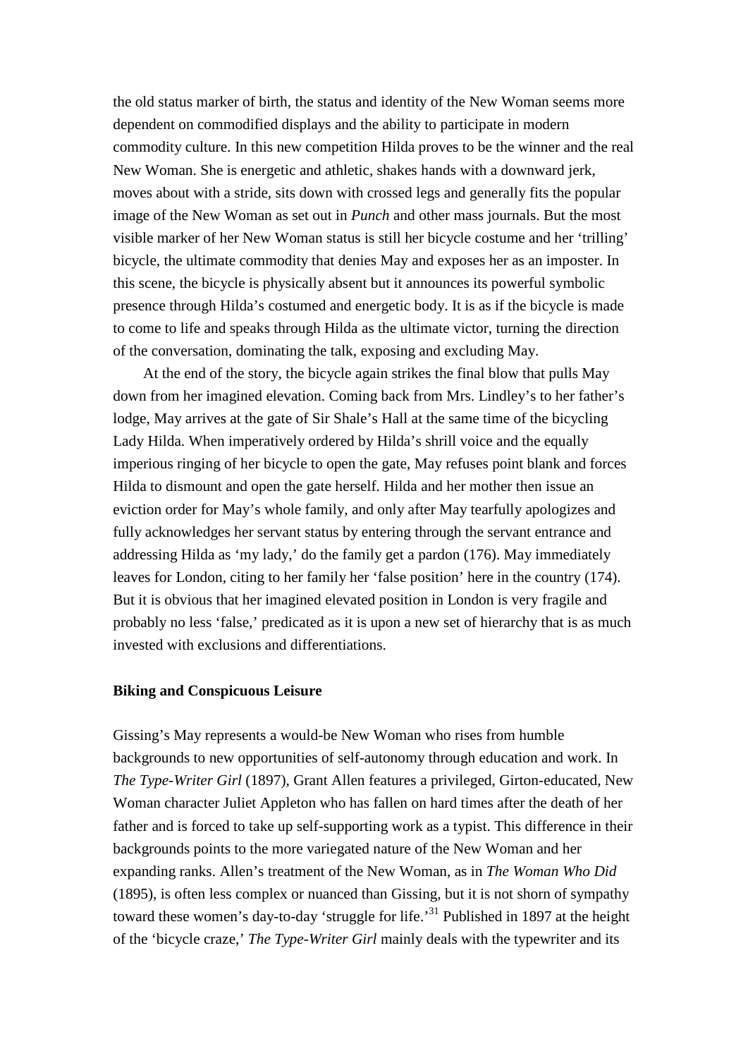the old status marker of birth, the status and identity of the New Woman seems more dependent on commodified displays and the ability to participate in modern commodity culture. In this new competition Hilda proves to be the winner and the real New Woman. She is energetic and athletic, shakes hands with a downward jerk, moves about with a stride, sits down with crossed legs and generally fits the popular image of the New Woman as set out in *Punch* and other mass journals. But the most visible marker of her New Woman status is still her bicycle costume and her 'trilling' bicycle, the ultimate commodity that denies May and exposes her as an imposter. In this scene, the bicycle is physically absent but it announces its powerful symbolic presence through Hilda's costumed and energetic body. It is as if the bicycle is made to come to life and speaks through Hilda as the ultimate victor, turning the direction of the conversation, dominating the talk, exposing and excluding May.

At the end of the story, the bicycle again strikes the final blow that pulls May down from her imagined elevation. Coming back from Mrs. Lindley's to her father's lodge, May arrives at the gate of Sir Shale's Hall at the same time of the bicycling Lady Hilda. When imperatively ordered by Hilda's shrill voice and the equally imperious ringing of her bicycle to open the gate, May refuses point blank and forces Hilda to dismount and open the gate herself. Hilda and her mother then issue an eviction order for May's whole family, and only after May tearfully apologizes and fully acknowledges her servant status by entering through the servant entrance and addressing Hilda as 'my lady,' do the family get a pardon (176). May immediately leaves for London, citing to her family her 'false position' here in the country (174). But it is obvious that her imagined elevated position in London is very fragile and probably no less 'false,' predicated as it is upon a new set of hierarchy that is as much invested with exclusions and differentiations.

**Biking and Conspicuous Leisure**

Gissing's May represents a would-be New Woman who rises from humble backgrounds to new opportunities of self-autonomy through education and work. In *The Type-Writer Girl* (1897), Grant Allen features a privileged, Girton-educated, New Woman character Juliet Appleton who has fallen on hard times after the death of her father and is forced to take up self-supporting work as a typist. This difference in their backgrounds points to the more variegated nature of the New Woman and her expanding ranks. Allen's treatment of the New Woman, as in *The Woman Who Did* (1895), is often less complex or nuanced than Gissing, but it is not shorn of sympathy toward these women's day-to-day 'struggle for life.'[31] Published in 1897 at the height of the 'bicycle craze,' *The Type-Writer Girl* mainly deals with the typewriter and its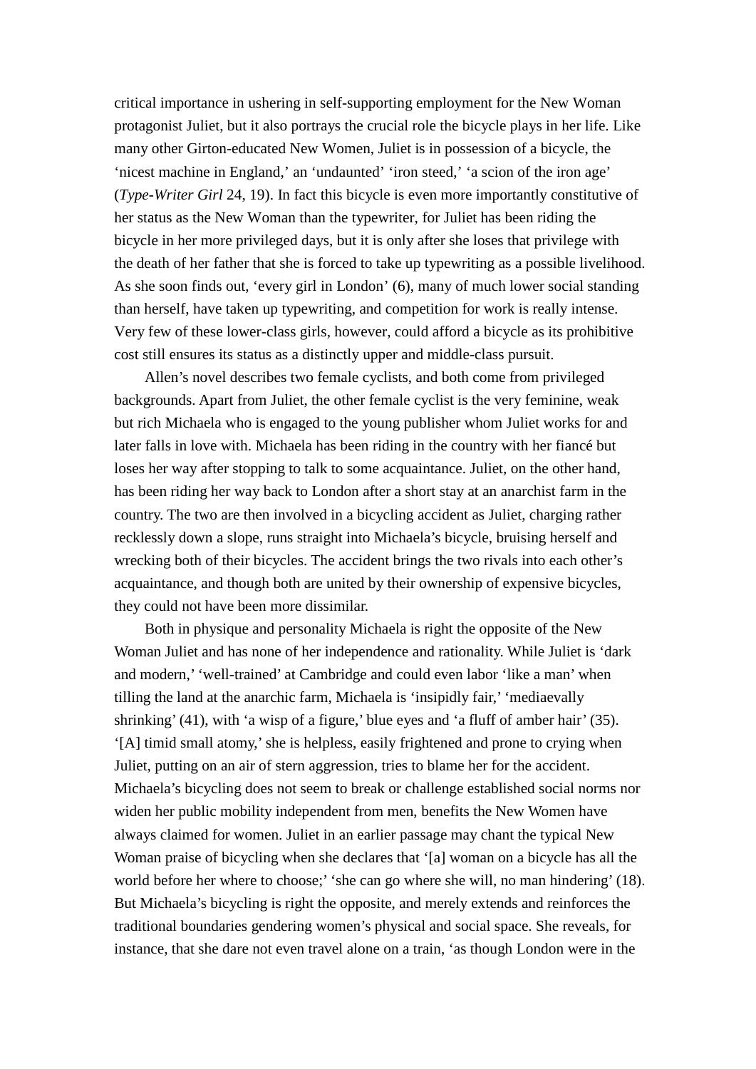critical importance in ushering in self-supporting employment for the New Woman protagonist Juliet, but it also portrays the crucial role the bicycle plays in her life. Like many other Girton-educated New Women, Juliet is in possession of a bicycle, the 'nicest machine in England,' an 'undaunted' 'iron steed,' 'a scion of the iron age' (*Type-Writer Girl* 24, 19). In fact this bicycle is even more importantly constitutive of her status as the New Woman than the typewriter, for Juliet has been riding the bicycle in her more privileged days, but it is only after she loses that privilege with the death of her father that she is forced to take up typewriting as a possible livelihood. As she soon finds out, 'every girl in London' (6), many of much lower social standing than herself, have taken up typewriting, and competition for work is really intense. Very few of these lower-class girls, however, could afford a bicycle as its prohibitive cost still ensures its status as a distinctly upper and middle-class pursuit.

Allen's novel describes two female cyclists, and both come from privileged backgrounds. Apart from Juliet, the other female cyclist is the very feminine, weak but rich Michaela who is engaged to the young publisher whom Juliet works for and later falls in love with. Michaela has been riding in the country with her fiancé but loses her way after stopping to talk to some acquaintance. Juliet, on the other hand, has been riding her way back to London after a short stay at an anarchist farm in the country. The two are then involved in a bicycling accident as Juliet, charging rather recklessly down a slope, runs straight into Michaela's bicycle, bruising herself and wrecking both of their bicycles. The accident brings the two rivals into each other's acquaintance, and though both are united by their ownership of expensive bicycles, they could not have been more dissimilar.

Both in physique and personality Michaela is right the opposite of the New Woman Juliet and has none of her independence and rationality. While Juliet is 'dark and modern,' 'well-trained' at Cambridge and could even labor 'like a man' when tilling the land at the anarchic farm, Michaela is 'insipidly fair,' 'mediaevally shrinking' (41), with 'a wisp of a figure,' blue eyes and 'a fluff of amber hair' (35). '[A] timid small atomy,' she is helpless, easily frightened and prone to crying when Juliet, putting on an air of stern aggression, tries to blame her for the accident. Michaela's bicycling does not seem to break or challenge established social norms nor widen her public mobility independent from men, benefits the New Women have always claimed for women. Juliet in an earlier passage may chant the typical New Woman praise of bicycling when she declares that '[a] woman on a bicycle has all the world before her where to choose;' 'she can go where she will, no man hindering' (18). But Michaela's bicycling is right the opposite, and merely extends and reinforces the traditional boundaries gendering women's physical and social space. She reveals, for instance, that she dare not even travel alone on a train, 'as though London were in the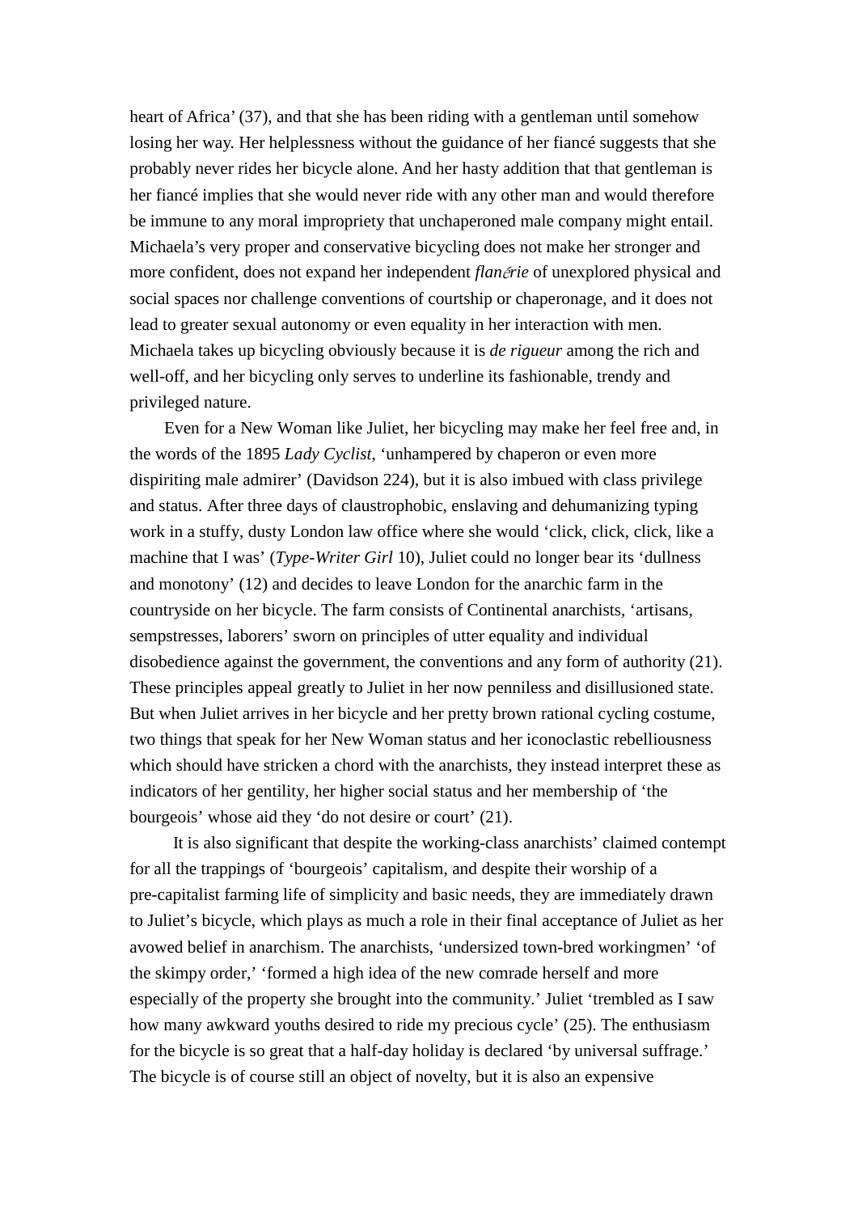heart of Africa' (37), and that she has been riding with a gentleman until somehow losing her way. Her helplessness without the guidance of her fiancé suggests that she probably never rides her bicycle alone. And her hasty addition that that gentleman is her fiancé implies that she would never ride with any other man and would therefore be immune to any moral impropriety that unchaperoned male company might entail. Michaela's very proper and conservative bicycling does not make her stronger and more confident, does not expand her independent *flanérie* of unexplored physical and social spaces nor challenge conventions of courtship or chaperonage, and it does not lead to greater sexual autonomy or even equality in her interaction with men. Michaela takes up bicycling obviously because it is *de rigueur* among the rich and well-off, and her bicycling only serves to underline its fashionable, trendy and privileged nature.

Even for a New Woman like Juliet, her bicycling may make her feel free and, in the words of the 1895 *Lady Cyclist*, 'unhampered by chaperon or even more dispiriting male admirer' (Davidson 224), but it is also imbued with class privilege and status. After three days of claustrophobic, enslaving and dehumanizing typing work in a stuffy, dusty London law office where she would 'click, click, click, like a machine that I was' (*Type-Writer Girl* 10), Juliet could no longer bear its 'dullness and monotony' (12) and decides to leave London for the anarchic farm in the countryside on her bicycle. The farm consists of Continental anarchists, 'artisans, sempstresses, laborers' sworn on principles of utter equality and individual disobedience against the government, the conventions and any form of authority (21). These principles appeal greatly to Juliet in her now penniless and disillusioned state. But when Juliet arrives in her bicycle and her pretty brown rational cycling costume, two things that speak for her New Woman status and her iconoclastic rebelliousness which should have stricken a chord with the anarchists, they instead interpret these as indicators of her gentility, her higher social status and her membership of 'the bourgeois' whose aid they 'do not desire or court' (21).

It is also significant that despite the working-class anarchists' claimed contempt for all the trappings of 'bourgeois' capitalism, and despite their worship of a pre-capitalist farming life of simplicity and basic needs, they are immediately drawn to Juliet's bicycle, which plays as much a role in their final acceptance of Juliet as her avowed belief in anarchism. The anarchists, 'undersized town-bred workingmen' 'of the skimpy order,' 'formed a high idea of the new comrade herself and more especially of the property she brought into the community.' Juliet 'trembled as I saw how many awkward youths desired to ride my precious cycle' (25). The enthusiasm for the bicycle is so great that a half-day holiday is declared 'by universal suffrage.' The bicycle is of course still an object of novelty, but it is also an expensive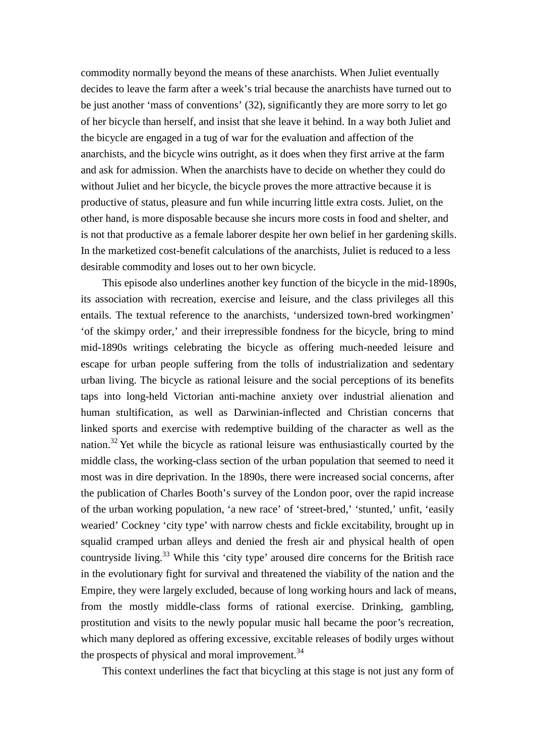commodity normally beyond the means of these anarchists. When Juliet eventually decides to leave the farm after a week's trial because the anarchists have turned out to be just another 'mass of conventions' (32), significantly they are more sorry to let go of her bicycle than herself, and insist that she leave it behind. In a way both Juliet and the bicycle are engaged in a tug of war for the evaluation and affection of the anarchists, and the bicycle wins outright, as it does when they first arrive at the farm and ask for admission. When the anarchists have to decide on whether they could do without Juliet and her bicycle, the bicycle proves the more attractive because it is productive of status, pleasure and fun while incurring little extra costs. Juliet, on the other hand, is more disposable because she incurs more costs in food and shelter, and is not that productive as a female laborer despite her own belief in her gardening skills. In the marketized cost-benefit calculations of the anarchists, Juliet is reduced to a less desirable commodity and loses out to her own bicycle.

This episode also underlines another key function of the bicycle in the mid-1890s, its association with recreation, exercise and leisure, and the class privileges all this entails. The textual reference to the anarchists, 'undersized town-bred workingmen' 'of the skimpy order,' and their irrepressible fondness for the bicycle, bring to mind mid-1890s writings celebrating the bicycle as offering much-needed leisure and escape for urban people suffering from the tolls of industrialization and sedentary urban living. The bicycle as rational leisure and the social perceptions of its benefits taps into long-held Victorian anti-machine anxiety over industrial alienation and human stultification, as well as Darwinian-inflected and Christian concerns that linked sports and exercise with redemptive building of the character as well as the nation.[32] Yet while the bicycle as rational leisure was enthusiastically courted by the middle class, the working-class section of the urban population that seemed to need it most was in dire deprivation. In the 1890s, there were increased social concerns, after the publication of Charles Booth's survey of the London poor, over the rapid increase of the urban working population, 'a new race' of 'street-bred,' 'stunted,' unfit, 'easily wearied' Cockney 'city type' with narrow chests and fickle excitability, brought up in squalid cramped urban alleys and denied the fresh air and physical health of open countryside living.[33] While this 'city type' aroused dire concerns for the British race in the evolutionary fight for survival and threatened the viability of the nation and the Empire, they were largely excluded, because of long working hours and lack of means, from the mostly middle-class forms of rational exercise. Drinking, gambling, prostitution and visits to the newly popular music hall became the poor's recreation, which many deplored as offering excessive, excitable releases of bodily urges without the prospects of physical and moral improvement.[34]

This context underlines the fact that bicycling at this stage is not just any form of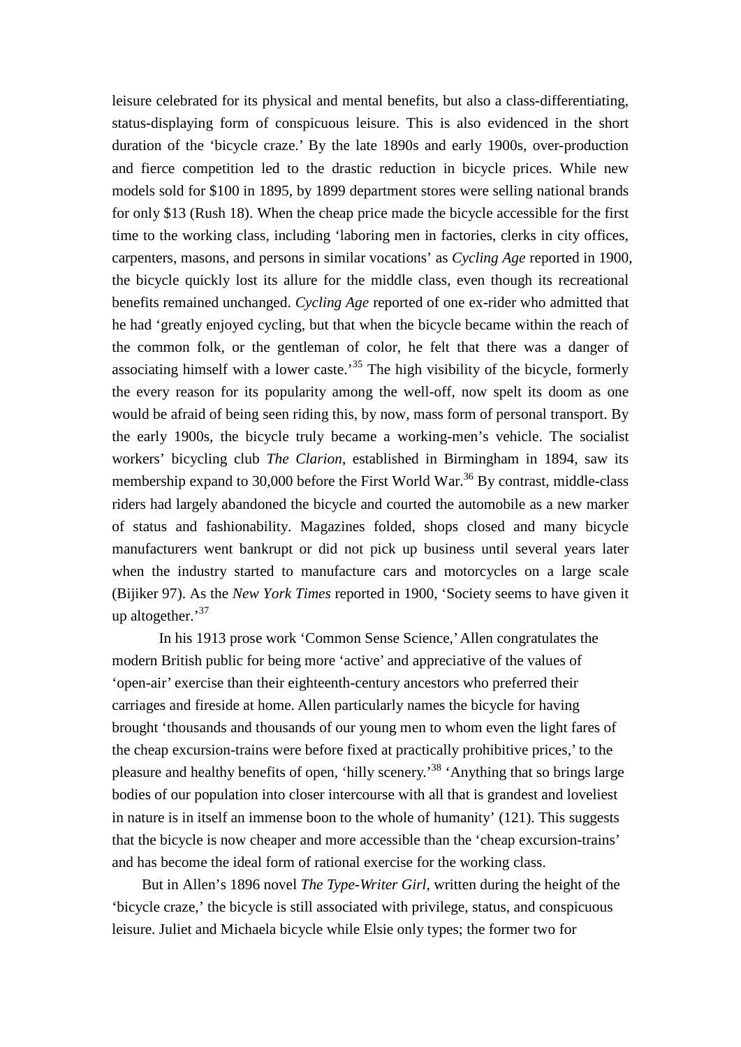leisure celebrated for its physical and mental benefits, but also a class-differentiating, status-displaying form of conspicuous leisure. This is also evidenced in the short duration of the 'bicycle craze.' By the late 1890s and early 1900s, over-production and fierce competition led to the drastic reduction in bicycle prices. While new models sold for $100 in 1895, by 1899 department stores were selling national brands for only $13 (Rush 18). When the cheap price made the bicycle accessible for the first time to the working class, including 'laboring men in factories, clerks in city offices, carpenters, masons, and persons in similar vocations' as *Cycling Age* reported in 1900, the bicycle quickly lost its allure for the middle class, even though its recreational benefits remained unchanged. *Cycling Age* reported of one ex-rider who admitted that he had 'greatly enjoyed cycling, but that when the bicycle became within the reach of the common folk, or the gentleman of color, he felt that there was a danger of associating himself with a lower caste.'[35] The high visibility of the bicycle, formerly the every reason for its popularity among the well-off, now spelt its doom as one would be afraid of being seen riding this, by now, mass form of personal transport. By the early 1900s, the bicycle truly became a working-men's vehicle. The socialist workers' bicycling club *The Clarion*, established in Birmingham in 1894, saw its membership expand to 30,000 before the First World War.[36] By contrast, middle-class riders had largely abandoned the bicycle and courted the automobile as a new marker of status and fashionability. Magazines folded, shops closed and many bicycle manufacturers went bankrupt or did not pick up business until several years later when the industry started to manufacture cars and motorcycles on a large scale (Bijiker 97). As the *New York Times* reported in 1900, 'Society seems to have given it up altogether.'[37]

In his 1913 prose work 'Common Sense Science,' Allen congratulates the modern British public for being more 'active' and appreciative of the values of 'open-air' exercise than their eighteenth-century ancestors who preferred their carriages and fireside at home. Allen particularly names the bicycle for having brought 'thousands and thousands of our young men to whom even the light fares of the cheap excursion-trains were before fixed at practically prohibitive prices,' to the pleasure and healthy benefits of open, 'hilly scenery.'[38] 'Anything that so brings large bodies of our population into closer intercourse with all that is grandest and loveliest in nature is in itself an immense boon to the whole of humanity' (121). This suggests that the bicycle is now cheaper and more accessible than the 'cheap excursion-trains' and has become the ideal form of rational exercise for the working class.

But in Allen's 1896 novel *The Type-Writer Girl*, written during the height of the 'bicycle craze,' the bicycle is still associated with privilege, status, and conspicuous leisure. Juliet and Michaela bicycle while Elsie only types; the former two for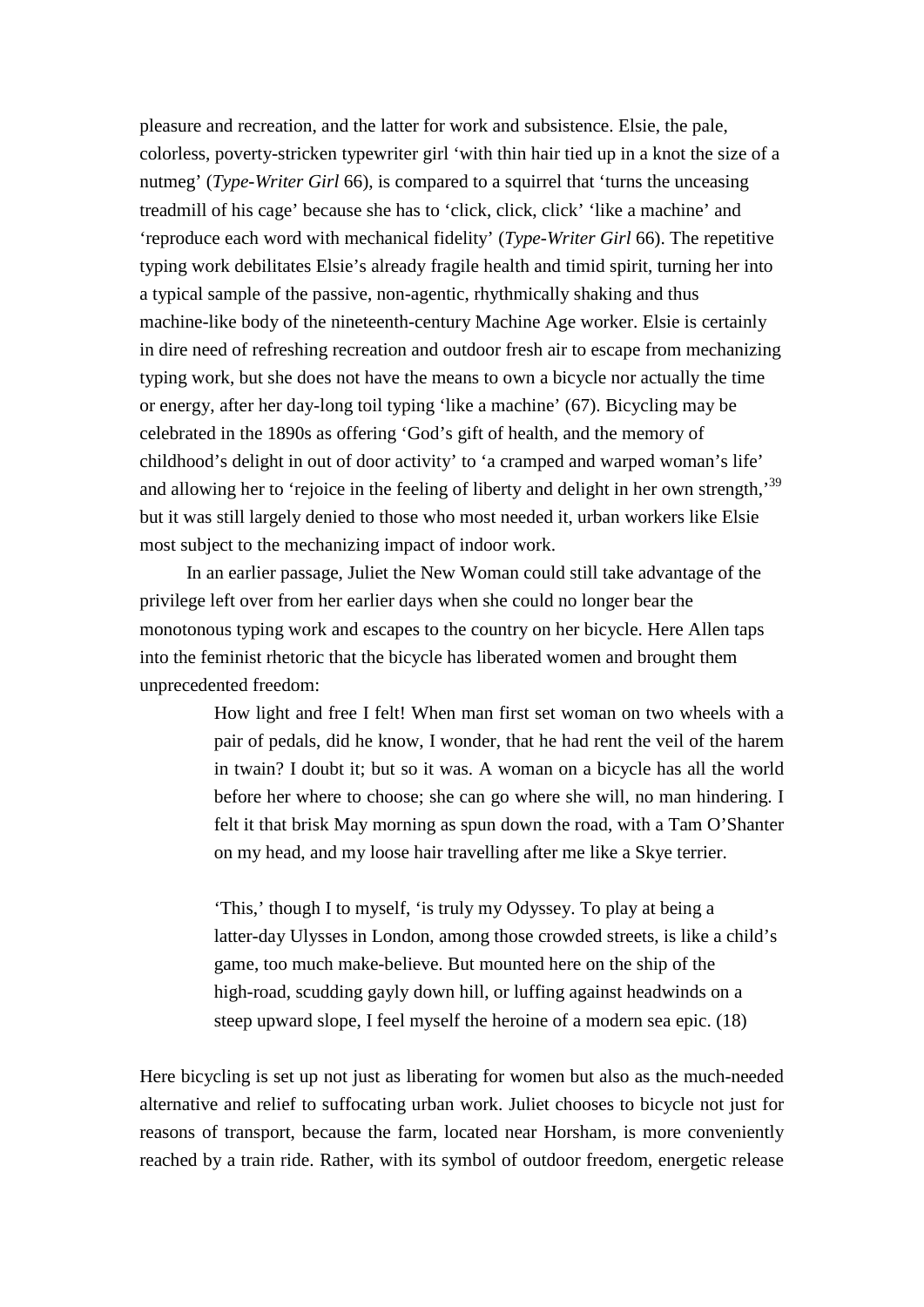pleasure and recreation, and the latter for work and subsistence. Elsie, the pale, colorless, poverty-stricken typewriter girl 'with thin hair tied up in a knot the size of a nutmeg' (*Type-Writer Girl* 66), is compared to a squirrel that 'turns the unceasing treadmill of his cage' because she has to 'click, click, click' 'like a machine' and 'reproduce each word with mechanical fidelity' (*Type-Writer Girl* 66). The repetitive typing work debilitates Elsie's already fragile health and timid spirit, turning her into a typical sample of the passive, non-agentic, rhythmically shaking and thus machine-like body of the nineteenth-century Machine Age worker. Elsie is certainly in dire need of refreshing recreation and outdoor fresh air to escape from mechanizing typing work, but she does not have the means to own a bicycle nor actually the time or energy, after her day-long toil typing 'like a machine' (67). Bicycling may be celebrated in the 1890s as offering 'God's gift of health, and the memory of childhood's delight in out of door activity' to 'a cramped and warped woman's life' and allowing her to 'rejoice in the feeling of liberty and delight in her own strength,'[39] but it was still largely denied to those who most needed it, urban workers like Elsie most subject to the mechanizing impact of indoor work.

In an earlier passage, Juliet the New Woman could still take advantage of the privilege left over from her earlier days when she could no longer bear the monotonous typing work and escapes to the country on her bicycle. Here Allen taps into the feminist rhetoric that the bicycle has liberated women and brought them unprecedented freedom:

> How light and free I felt! When man first set woman on two wheels with a pair of pedals, did he know, I wonder, that he had rent the veil of the harem in twain? I doubt it; but so it was. A woman on a bicycle has all the world before her where to choose; she can go where she will, no man hindering. I felt it that brisk May morning as spun down the road, with a Tam O'Shanter on my head, and my loose hair travelling after me like a Skye terrier.
>
> 'This,' though I to myself, 'is truly my Odyssey. To play at being a latter-day Ulysses in London, among those crowded streets, is like a child's game, too much make-believe. But mounted here on the ship of the high-road, scudding gayly down hill, or luffing against headwinds on a steep upward slope, I feel myself the heroine of a modern sea epic. (18)

Here bicycling is set up not just as liberating for women but also as the much-needed alternative and relief to suffocating urban work. Juliet chooses to bicycle not just for reasons of transport, because the farm, located near Horsham, is more conveniently reached by a train ride. Rather, with its symbol of outdoor freedom, energetic release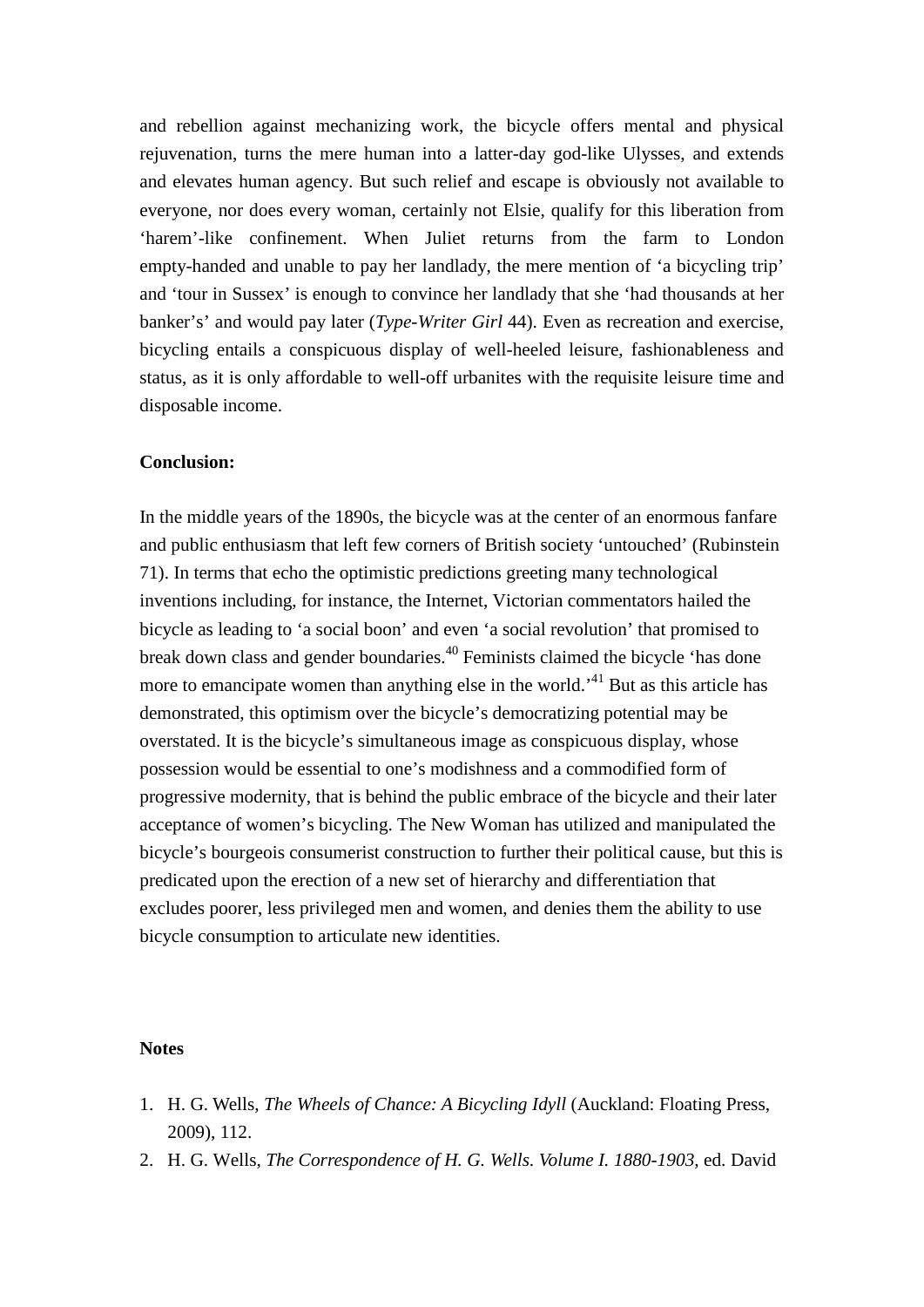and rebellion against mechanizing work, the bicycle offers mental and physical rejuvenation, turns the mere human into a latter-day god-like Ulysses, and extends and elevates human agency. But such relief and escape is obviously not available to everyone, nor does every woman, certainly not Elsie, qualify for this liberation from 'harem'-like confinement. When Juliet returns from the farm to London empty-handed and unable to pay her landlady, the mere mention of 'a bicycling trip' and 'tour in Sussex' is enough to convince her landlady that she 'had thousands at her banker's' and would pay later (*Type-Writer Girl* 44). Even as recreation and exercise, bicycling entails a conspicuous display of well-heeled leisure, fashionableness and status, as it is only affordable to well-off urbanites with the requisite leisure time and disposable income.

**Conclusion:**

In the middle years of the 1890s, the bicycle was at the center of an enormous fanfare and public enthusiasm that left few corners of British society 'untouched' (Rubinstein 71). In terms that echo the optimistic predictions greeting many technological inventions including, for instance, the Internet, Victorian commentators hailed the bicycle as leading to 'a social boon' and even 'a social revolution' that promised to break down class and gender boundaries.[40] Feminists claimed the bicycle 'has done more to emancipate women than anything else in the world.'[41] But as this article has demonstrated, this optimism over the bicycle's democratizing potential may be overstated. It is the bicycle's simultaneous image as conspicuous display, whose possession would be essential to one's modishness and a commodified form of progressive modernity, that is behind the public embrace of the bicycle and their later acceptance of women's bicycling. The New Woman has utilized and manipulated the bicycle's bourgeois consumerist construction to further their political cause, but this is predicated upon the erection of a new set of hierarchy and differentiation that excludes poorer, less privileged men and women, and denies them the ability to use bicycle consumption to articulate new identities.

**Notes**

1. H. G. Wells, *The Wheels of Chance: A Bicycling Idyll* (Auckland: Floating Press, 2009), 112.
2. H. G. Wells, *The Correspondence of H. G. Wells. Volume I. 1880-1903*, ed. David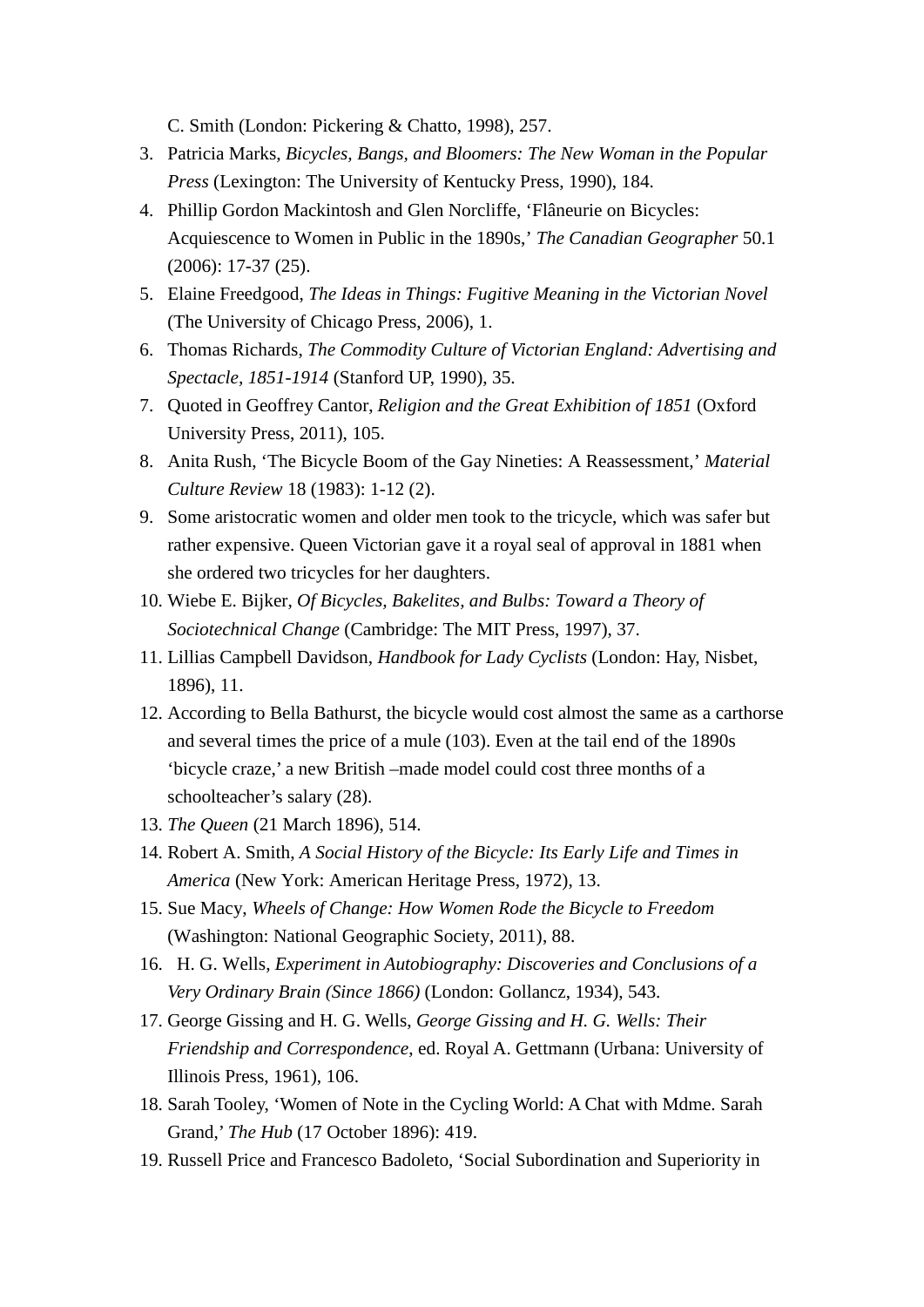C. Smith (London: Pickering & Chatto, 1998), 257.

3. Patricia Marks, *Bicycles, Bangs, and Bloomers: The New Woman in the Popular Press* (Lexington: The University of Kentucky Press, 1990), 184.
4. Phillip Gordon Mackintosh and Glen Norcliffe, 'Flâneurie on Bicycles: Acquiescence to Women in Public in the 1890s,' *The Canadian Geographer* 50.1 (2006): 17-37 (25).
5. Elaine Freedgood, *The Ideas in Things: Fugitive Meaning in the Victorian Novel* (The University of Chicago Press, 2006), 1.
6. Thomas Richards, *The Commodity Culture of Victorian England: Advertising and Spectacle, 1851-1914* (Stanford UP, 1990), 35.
7. Quoted in Geoffrey Cantor, *Religion and the Great Exhibition of 1851* (Oxford University Press, 2011), 105.
8. Anita Rush, 'The Bicycle Boom of the Gay Nineties: A Reassessment,' *Material Culture Review* 18 (1983): 1-12 (2).
9. Some aristocratic women and older men took to the tricycle, which was safer but rather expensive. Queen Victorian gave it a royal seal of approval in 1881 when she ordered two tricycles for her daughters.
10. Wiebe E. Bijker, *Of Bicycles, Bakelites, and Bulbs: Toward a Theory of Sociotechnical Change* (Cambridge: The MIT Press, 1997), 37.
11. Lillias Campbell Davidson, *Handbook for Lady Cyclists* (London: Hay, Nisbet, 1896), 11.
12. According to Bella Bathurst, the bicycle would cost almost the same as a carthorse and several times the price of a mule (103). Even at the tail end of the 1890s 'bicycle craze,' a new British –made model could cost three months of a schoolteacher's salary (28).
13. *The Queen* (21 March 1896), 514.
14. Robert A. Smith, *A Social History of the Bicycle: Its Early Life and Times in America* (New York: American Heritage Press, 1972), 13.
15. Sue Macy, *Wheels of Change: How Women Rode the Bicycle to Freedom* (Washington: National Geographic Society, 2011), 88.
16. H. G. Wells, *Experiment in Autobiography: Discoveries and Conclusions of a Very Ordinary Brain (Since 1866)* (London: Gollancz, 1934), 543.
17. George Gissing and H. G. Wells, *George Gissing and H. G. Wells: Their Friendship and Correspondence*, ed. Royal A. Gettmann (Urbana: University of Illinois Press, 1961), 106.
18. Sarah Tooley, 'Women of Note in the Cycling World: A Chat with Mdme. Sarah Grand,' *The Hub* (17 October 1896): 419.
19. Russell Price and Francesco Badoleto, 'Social Subordination and Superiority in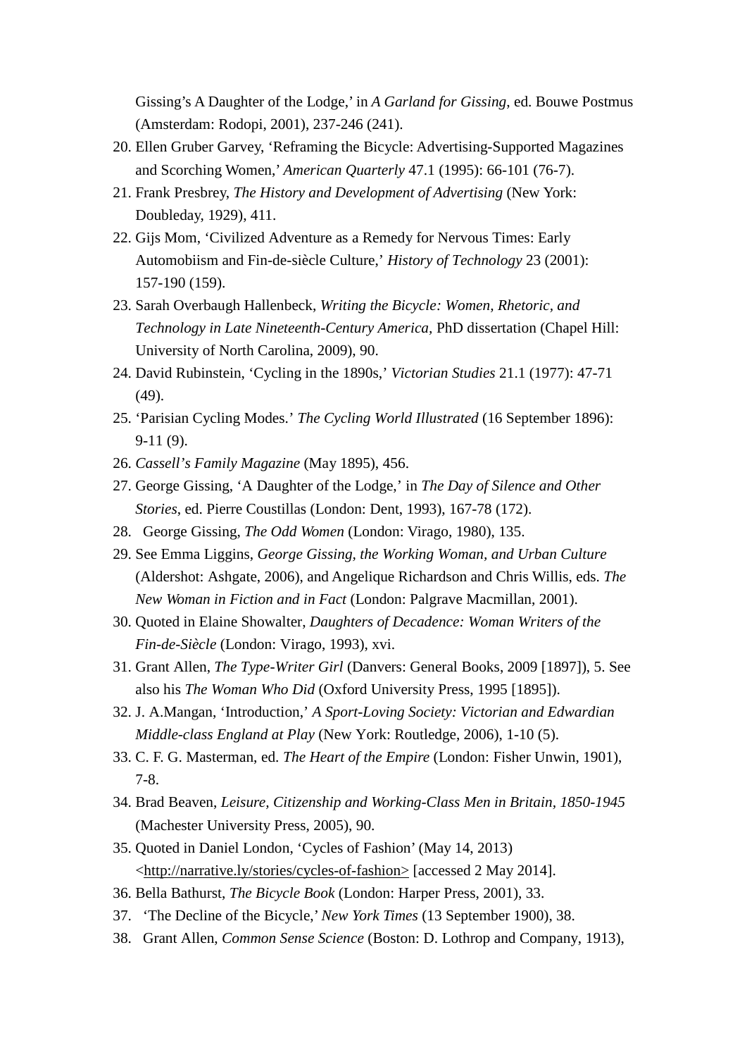Gissing's A Daughter of the Lodge,' in *A Garland for Gissing*, ed. Bouwe Postmus (Amsterdam: Rodopi, 2001), 237-246 (241).

20. Ellen Gruber Garvey, 'Reframing the Bicycle: Advertising-Supported Magazines and Scorching Women,' *American Quarterly* 47.1 (1995): 66-101 (76-7).
21. Frank Presbrey, *The History and Development of Advertising* (New York: Doubleday, 1929), 411.
22. Gijs Mom, 'Civilized Adventure as a Remedy for Nervous Times: Early Automobiism and Fin-de-siècle Culture,' *History of Technology* 23 (2001): 157-190 (159).
23. Sarah Overbaugh Hallenbeck, *Writing the Bicycle: Women, Rhetoric, and Technology in Late Nineteenth-Century America*, PhD dissertation (Chapel Hill: University of North Carolina, 2009), 90.
24. David Rubinstein, 'Cycling in the 1890s,' *Victorian Studies* 21.1 (1977): 47-71 (49).
25. 'Parisian Cycling Modes.' *The Cycling World Illustrated* (16 September 1896): 9-11 (9).
26. *Cassell's Family Magazine* (May 1895), 456.
27. George Gissing, 'A Daughter of the Lodge,' in *The Day of Silence and Other Stories*, ed. Pierre Coustillas (London: Dent, 1993), 167-78 (172).
28. George Gissing, *The Odd Women* (London: Virago, 1980), 135.
29. See Emma Liggins, *George Gissing, the Working Woman, and Urban Culture* (Aldershot: Ashgate, 2006), and Angelique Richardson and Chris Willis, eds. *The New Woman in Fiction and in Fact* (London: Palgrave Macmillan, 2001).
30. Quoted in Elaine Showalter, *Daughters of Decadence: Woman Writers of the Fin-de-Siècle* (London: Virago, 1993), xvi.
31. Grant Allen, *The Type-Writer Girl* (Danvers: General Books, 2009 [1897]), 5. See also his *The Woman Who Did* (Oxford University Press, 1995 [1895]).
32. J. A.Mangan, 'Introduction,' *A Sport-Loving Society: Victorian and Edwardian Middle-class England at Play* (New York: Routledge, 2006), 1-10 (5).
33. C. F. G. Masterman, ed. *The Heart of the Empire* (London: Fisher Unwin, 1901), 7-8.
34. Brad Beaven, *Leisure, Citizenship and Working-Class Men in Britain, 1850-1945* (Machester University Press, 2005), 90.
35. Quoted in Daniel London, 'Cycles of Fashion' (May 14, 2013) <http://narrative.ly/stories/cycles-of-fashion> [accessed 2 May 2014].
36. Bella Bathurst, *The Bicycle Book* (London: Harper Press, 2001), 33.
37. 'The Decline of the Bicycle,' *New York Times* (13 September 1900), 38.
38. Grant Allen, *Common Sense Science* (Boston: D. Lothrop and Company, 1913),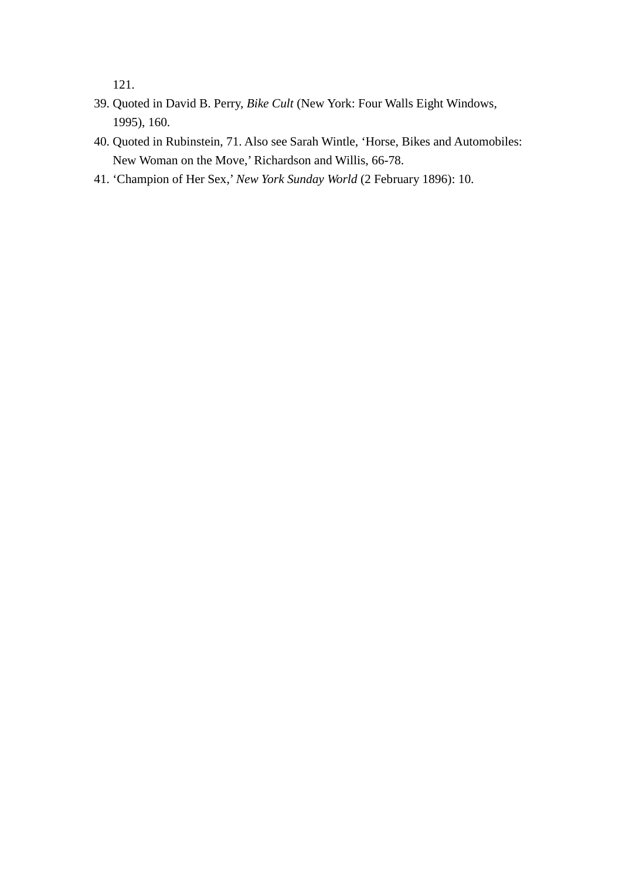121.

39. Quoted in David B. Perry, *Bike Cult* (New York: Four Walls Eight Windows, 1995), 160.
40. Quoted in Rubinstein, 71. Also see Sarah Wintle, 'Horse, Bikes and Automobiles: New Woman on the Move,' Richardson and Willis, 66-78.
41. 'Champion of Her Sex,' *New York Sunday World* (2 February 1896): 10.